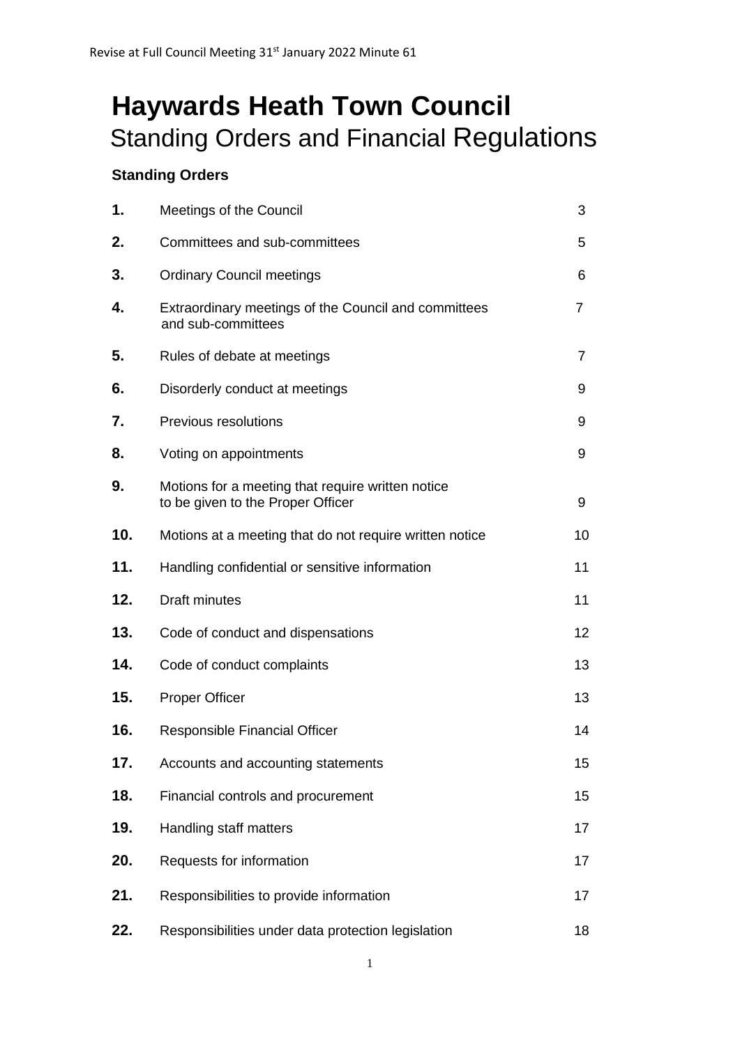Revise at Full Council Meeting 31st January 2022 Minute 61

# Haywards Heath Town Council

## Standing Orders and Financial Regulations

### Standing Orders

| | | |
|---|---|---|
| **1.** | Meetings of the Council | 3 |
| **2.** | Committees and sub-committees | 5 |
| **3.** | Ordinary Council meetings | 6 |
| **4.** | Extraordinary meetings of the Council and committees and sub-committees | 7 |
| **5.** | Rules of debate at meetings | 7 |
| **6.** | Disorderly conduct at meetings | 9 |
| **7.** | Previous resolutions | 9 |
| **8.** | Voting on appointments | 9 |
| **9.** | Motions for a meeting that require written notice to be given to the Proper Officer | 9 |
| **10.** | Motions at a meeting that do not require written notice | 10 |
| **11.** | Handling confidential or sensitive information | 11 |
| **12.** | Draft minutes | 11 |
| **13.** | Code of conduct and dispensations | 12 |
| **14.** | Code of conduct complaints | 13 |
| **15.** | Proper Officer | 13 |
| **16.** | Responsible Financial Officer | 14 |
| **17.** | Accounts and accounting statements | 15 |
| **18.** | Financial controls and procurement | 15 |
| **19.** | Handling staff matters | 17 |
| **20.** | Requests for information | 17 |
| **21.** | Responsibilities to provide information | 17 |
| **22.** | Responsibilities under data protection legislation | 18 |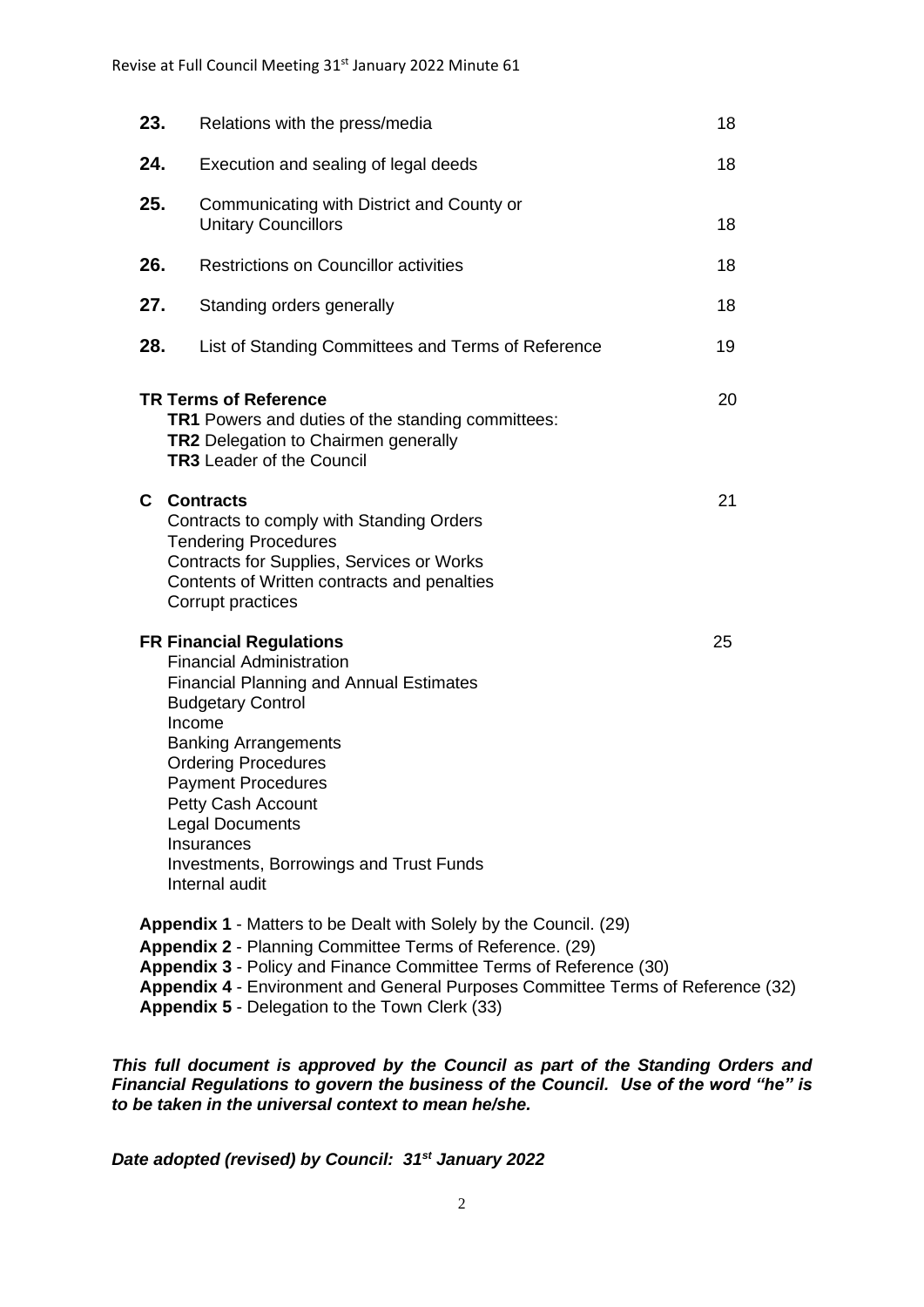| | | |
|---|---|---|
| **23.** | Relations with the press/media | 18 |
| **24.** | Execution and sealing of legal deeds | 18 |
| **25.** | Communicating with District and County or Unitary Councillors | 18 |
| **26.** | Restrictions on Councillor activities | 18 |
| **27.** | Standing orders generally | 18 |
| **28.** | List of Standing Committees and Terms of Reference | 19 |

**TR Terms of Reference** — 20
- **TR1** Powers and duties of the standing committees:
- **TR2** Delegation to Chairmen generally
- **TR3** Leader of the Council

**C Contracts** — 21
- Contracts to comply with Standing Orders
- Tendering Procedures
- Contracts for Supplies, Services or Works
- Contents of Written contracts and penalties
- Corrupt practices

**FR Financial Regulations** — 25
- Financial Administration
- Financial Planning and Annual Estimates
- Budgetary Control
- Income
- Banking Arrangements
- Ordering Procedures
- Payment Procedures
- Petty Cash Account
- Legal Documents
- Insurances
- Investments, Borrowings and Trust Funds
- Internal audit

**Appendix 1** - Matters to be Dealt with Solely by the Council. (29)
**Appendix 2** - Planning Committee Terms of Reference. (29)
**Appendix 3** - Policy and Finance Committee Terms of Reference (30)
**Appendix 4** - Environment and General Purposes Committee Terms of Reference (32)
**Appendix 5** - Delegation to the Town Clerk (33)

***This full document is approved by the Council as part of the Standing Orders and Financial Regulations to govern the business of the Council. Use of the word "he" is to be taken in the universal context to mean he/she.***

***Date adopted (revised) by Council: 31st January 2022***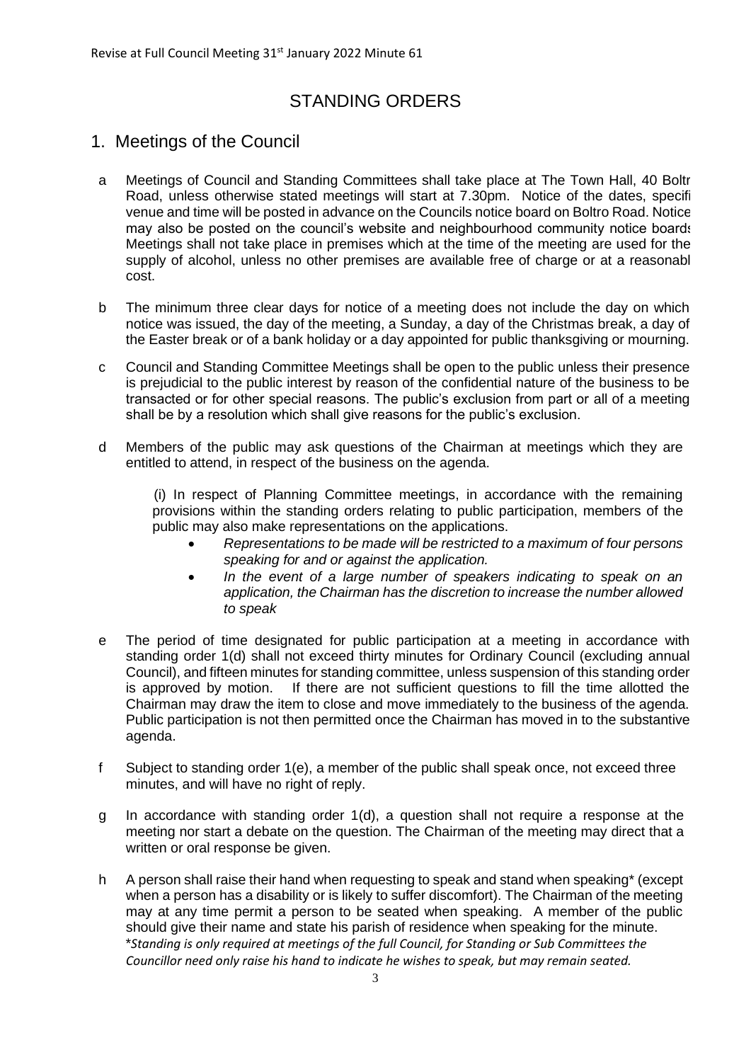Revise at Full Council Meeting 31st January 2022 Minute 61

# STANDING ORDERS

## 1. Meetings of the Council

a Meetings of Council and Standing Committees shall take place at The Town Hall, 40 Boltr Road, unless otherwise stated meetings will start at 7.30pm. Notice of the dates, specifi venue and time will be posted in advance on the Councils notice board on Boltro Road. Notice may also be posted on the council's website and neighbourhood community notice boards Meetings shall not take place in premises which at the time of the meeting are used for the supply of alcohol, unless no other premises are available free of charge or at a reasonabl cost.

b The minimum three clear days for notice of a meeting does not include the day on which notice was issued, the day of the meeting, a Sunday, a day of the Christmas break, a day of the Easter break or of a bank holiday or a day appointed for public thanksgiving or mourning.

c Council and Standing Committee Meetings shall be open to the public unless their presence is prejudicial to the public interest by reason of the confidential nature of the business to be transacted or for other special reasons. The public's exclusion from part or all of a meeting shall be by a resolution which shall give reasons for the public's exclusion.

d Members of the public may ask questions of the Chairman at meetings which they are entitled to attend, in respect of the business on the agenda.

(i) In respect of Planning Committee meetings, in accordance with the remaining provisions within the standing orders relating to public participation, members of the public may also make representations on the applications.

- *Representations to be made will be restricted to a maximum of four persons speaking for and or against the application.*
- *In the event of a large number of speakers indicating to speak on an application, the Chairman has the discretion to increase the number allowed to speak*

e The period of time designated for public participation at a meeting in accordance with standing order 1(d) shall not exceed thirty minutes for Ordinary Council (excluding annual Council), and fifteen minutes for standing committee, unless suspension of this standing order is approved by motion. If there are not sufficient questions to fill the time allotted the Chairman may draw the item to close and move immediately to the business of the agenda. Public participation is not then permitted once the Chairman has moved in to the substantive agenda.

f Subject to standing order 1(e), a member of the public shall speak once, not exceed three minutes, and will have no right of reply.

g In accordance with standing order 1(d), a question shall not require a response at the meeting nor start a debate on the question. The Chairman of the meeting may direct that a written or oral response be given.

h A person shall raise their hand when requesting to speak and stand when speaking* (except when a person has a disability or is likely to suffer discomfort). The Chairman of the meeting may at any time permit a person to be seated when speaking. A member of the public should give their name and state his parish of residence when speaking for the minute.
*\*Standing is only required at meetings of the full Council, for Standing or Sub Committees the Councillor need only raise his hand to indicate he wishes to speak, but may remain seated.*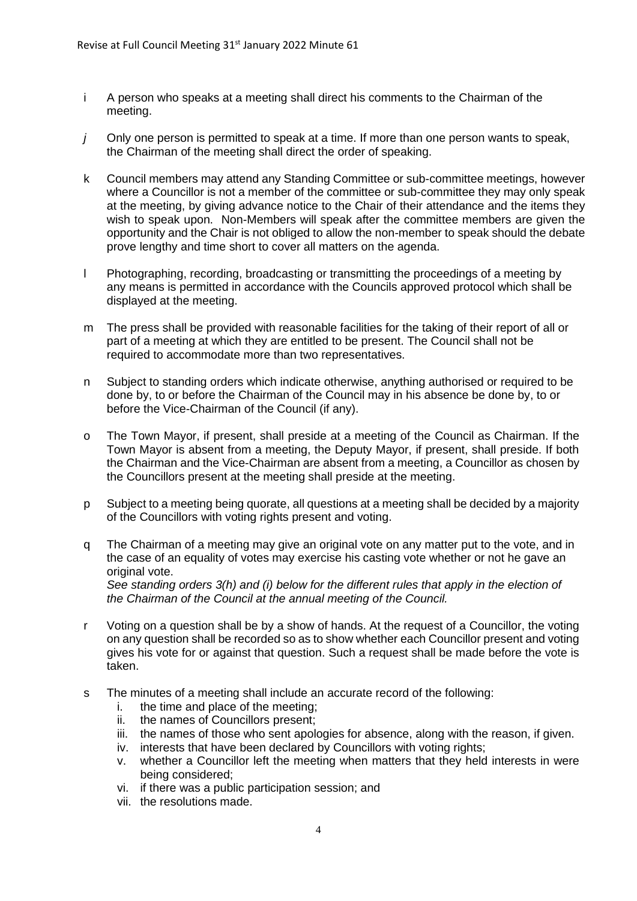Revise at Full Council Meeting 31st January 2022 Minute 61

i A person who speaks at a meeting shall direct his comments to the Chairman of the meeting.

*j* Only one person is permitted to speak at a time. If more than one person wants to speak, the Chairman of the meeting shall direct the order of speaking.

k Council members may attend any Standing Committee or sub-committee meetings, however where a Councillor is not a member of the committee or sub-committee they may only speak at the meeting, by giving advance notice to the Chair of their attendance and the items they wish to speak upon. Non-Members will speak after the committee members are given the opportunity and the Chair is not obliged to allow the non-member to speak should the debate prove lengthy and time short to cover all matters on the agenda.

l Photographing, recording, broadcasting or transmitting the proceedings of a meeting by any means is permitted in accordance with the Councils approved protocol which shall be displayed at the meeting.

m The press shall be provided with reasonable facilities for the taking of their report of all or part of a meeting at which they are entitled to be present. The Council shall not be required to accommodate more than two representatives.

n Subject to standing orders which indicate otherwise, anything authorised or required to be done by, to or before the Chairman of the Council may in his absence be done by, to or before the Vice-Chairman of the Council (if any).

o The Town Mayor, if present, shall preside at a meeting of the Council as Chairman. If the Town Mayor is absent from a meeting, the Deputy Mayor, if present, shall preside. If both the Chairman and the Vice-Chairman are absent from a meeting, a Councillor as chosen by the Councillors present at the meeting shall preside at the meeting.

p Subject to a meeting being quorate, all questions at a meeting shall be decided by a majority of the Councillors with voting rights present and voting.

q The Chairman of a meeting may give an original vote on any matter put to the vote, and in the case of an equality of votes may exercise his casting vote whether or not he gave an original vote.
*See standing orders 3(h) and (i) below for the different rules that apply in the election of the Chairman of the Council at the annual meeting of the Council.*

r Voting on a question shall be by a show of hands. At the request of a Councillor, the voting on any question shall be recorded so as to show whether each Councillor present and voting gives his vote for or against that question. Such a request shall be made before the vote is taken.

s The minutes of a meeting shall include an accurate record of the following:
   i. the time and place of the meeting;
   ii. the names of Councillors present;
   iii. the names of those who sent apologies for absence, along with the reason, if given.
   iv. interests that have been declared by Councillors with voting rights;
   v. whether a Councillor left the meeting when matters that they held interests in were being considered;
   vi. if there was a public participation session; and
   vii. the resolutions made.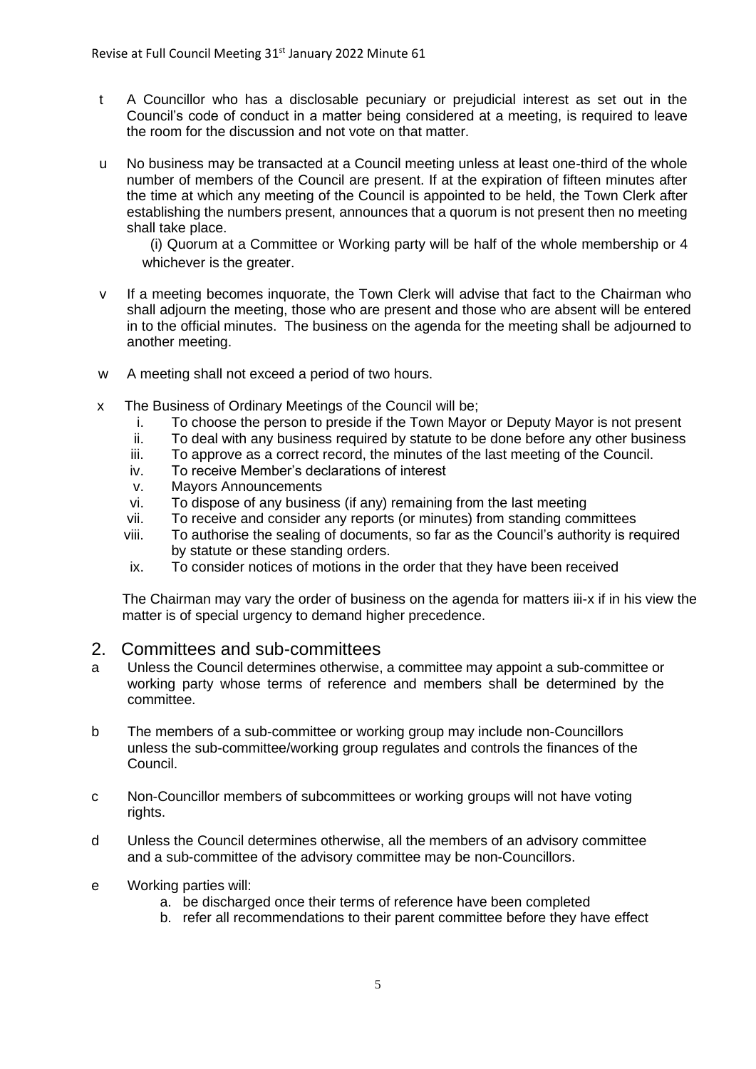- t A Councillor who has a disclosable pecuniary or prejudicial interest as set out in the Council's code of conduct in a matter being considered at a meeting, is required to leave the room for the discussion and not vote on that matter.

- u No business may be transacted at a Council meeting unless at least one-third of the whole number of members of the Council are present. If at the expiration of fifteen minutes after the time at which any meeting of the Council is appointed to be held, the Town Clerk after establishing the numbers present, announces that a quorum is not present then no meeting shall take place.

  (i) Quorum at a Committee or Working party will be half of the whole membership or 4 whichever is the greater.

- v If a meeting becomes inquorate, the Town Clerk will advise that fact to the Chairman who shall adjourn the meeting, those who are present and those who are absent will be entered in to the official minutes. The business on the agenda for the meeting shall be adjourned to another meeting.

- w A meeting shall not exceed a period of two hours.

- x The Business of Ordinary Meetings of the Council will be;
  - i. To choose the person to preside if the Town Mayor or Deputy Mayor is not present
  - ii. To deal with any business required by statute to be done before any other business
  - iii. To approve as a correct record, the minutes of the last meeting of the Council.
  - iv. To receive Member's declarations of interest
  - v. Mayors Announcements
  - vi. To dispose of any business (if any) remaining from the last meeting
  - vii. To receive and consider any reports (or minutes) from standing committees
  - viii. To authorise the sealing of documents, so far as the Council's authority is required by statute or these standing orders.
  - ix. To consider notices of motions in the order that they have been received

  The Chairman may vary the order of business on the agenda for matters iii-x if in his view the matter is of special urgency to demand higher precedence.

## 2. Committees and sub-committees

- a Unless the Council determines otherwise, a committee may appoint a sub-committee or working party whose terms of reference and members shall be determined by the committee.

- b The members of a sub-committee or working group may include non-Councillors unless the sub-committee/working group regulates and controls the finances of the Council.

- c Non-Councillor members of subcommittees or working groups will not have voting rights.

- d Unless the Council determines otherwise, all the members of an advisory committee and a sub-committee of the advisory committee may be non-Councillors.

- e Working parties will:
  - a. be discharged once their terms of reference have been completed
  - b. refer all recommendations to their parent committee before they have effect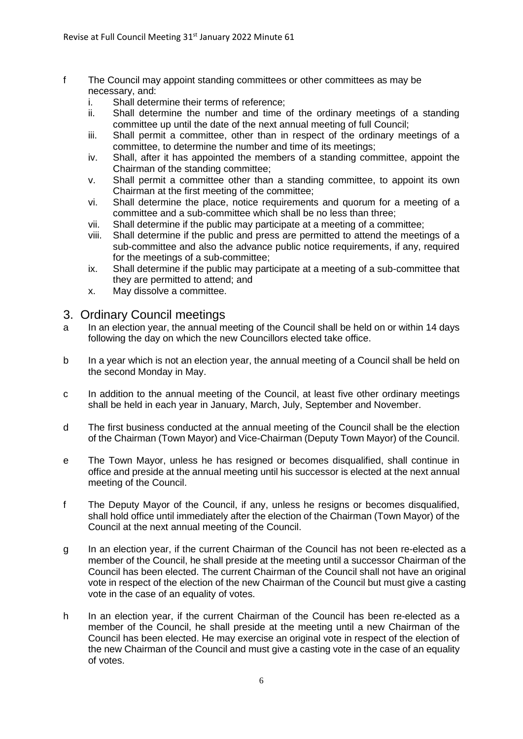f The Council may appoint standing committees or other committees as may be necessary, and:

i. Shall determine their terms of reference;
ii. Shall determine the number and time of the ordinary meetings of a standing committee up until the date of the next annual meeting of full Council;
iii. Shall permit a committee, other than in respect of the ordinary meetings of a committee, to determine the number and time of its meetings;
iv. Shall, after it has appointed the members of a standing committee, appoint the Chairman of the standing committee;
v. Shall permit a committee other than a standing committee, to appoint its own Chairman at the first meeting of the committee;
vi. Shall determine the place, notice requirements and quorum for a meeting of a committee and a sub-committee which shall be no less than three;
vii. Shall determine if the public may participate at a meeting of a committee;
viii. Shall determine if the public and press are permitted to attend the meetings of a sub-committee and also the advance public notice requirements, if any, required for the meetings of a sub-committee;
ix. Shall determine if the public may participate at a meeting of a sub-committee that they are permitted to attend; and
x. May dissolve a committee.

## 3. Ordinary Council meetings

a In an election year, the annual meeting of the Council shall be held on or within 14 days following the day on which the new Councillors elected take office.

b In a year which is not an election year, the annual meeting of a Council shall be held on the second Monday in May.

c In addition to the annual meeting of the Council, at least five other ordinary meetings shall be held in each year in January, March, July, September and November.

d The first business conducted at the annual meeting of the Council shall be the election of the Chairman (Town Mayor) and Vice-Chairman (Deputy Town Mayor) of the Council.

e The Town Mayor, unless he has resigned or becomes disqualified, shall continue in office and preside at the annual meeting until his successor is elected at the next annual meeting of the Council.

f The Deputy Mayor of the Council, if any, unless he resigns or becomes disqualified, shall hold office until immediately after the election of the Chairman (Town Mayor) of the Council at the next annual meeting of the Council.

g In an election year, if the current Chairman of the Council has not been re-elected as a member of the Council, he shall preside at the meeting until a successor Chairman of the Council has been elected. The current Chairman of the Council shall not have an original vote in respect of the election of the new Chairman of the Council but must give a casting vote in the case of an equality of votes.

h In an election year, if the current Chairman of the Council has been re-elected as a member of the Council, he shall preside at the meeting until a new Chairman of the Council has been elected. He may exercise an original vote in respect of the election of the new Chairman of the Council and must give a casting vote in the case of an equality of votes.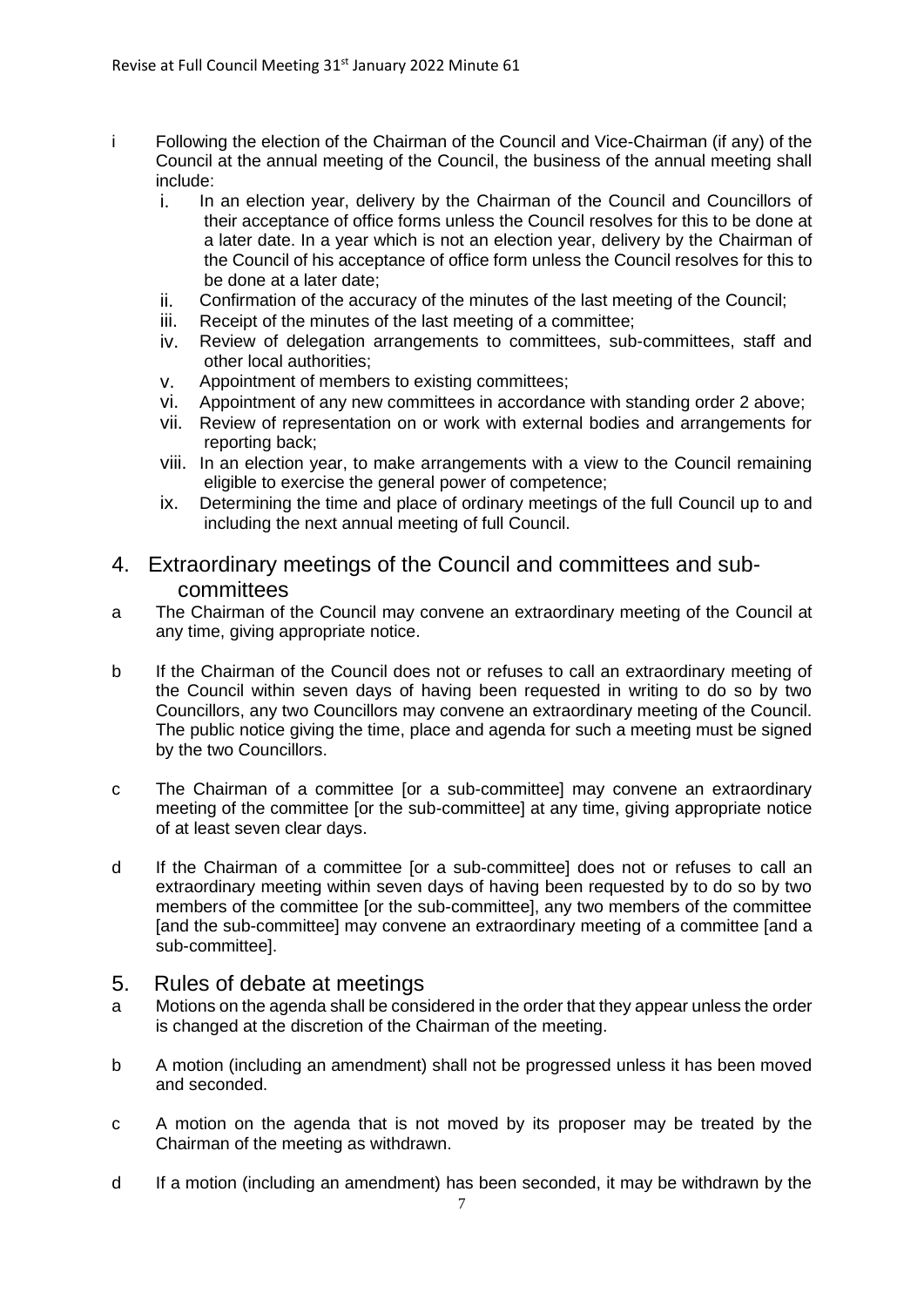- i Following the election of the Chairman of the Council and Vice-Chairman (if any) of the Council at the annual meeting of the Council, the business of the annual meeting shall include:
  - i. In an election year, delivery by the Chairman of the Council and Councillors of their acceptance of office forms unless the Council resolves for this to be done at a later date. In a year which is not an election year, delivery by the Chairman of the Council of his acceptance of office form unless the Council resolves for this to be done at a later date;
  - ii. Confirmation of the accuracy of the minutes of the last meeting of the Council;
  - iii. Receipt of the minutes of the last meeting of a committee;
  - iv. Review of delegation arrangements to committees, sub-committees, staff and other local authorities;
  - v. Appointment of members to existing committees;
  - vi. Appointment of any new committees in accordance with standing order 2 above;
  - vii. Review of representation on or work with external bodies and arrangements for reporting back;
  - viii. In an election year, to make arrangements with a view to the Council remaining eligible to exercise the general power of competence;
  - ix. Determining the time and place of ordinary meetings of the full Council up to and including the next annual meeting of full Council.

## 4. Extraordinary meetings of the Council and committees and sub-committees

a The Chairman of the Council may convene an extraordinary meeting of the Council at any time, giving appropriate notice.

b If the Chairman of the Council does not or refuses to call an extraordinary meeting of the Council within seven days of having been requested in writing to do so by two Councillors, any two Councillors may convene an extraordinary meeting of the Council. The public notice giving the time, place and agenda for such a meeting must be signed by the two Councillors.

c The Chairman of a committee [or a sub-committee] may convene an extraordinary meeting of the committee [or the sub-committee] at any time, giving appropriate notice of at least seven clear days.

d If the Chairman of a committee [or a sub-committee] does not or refuses to call an extraordinary meeting within seven days of having been requested by to do so by two members of the committee [or the sub-committee], any two members of the committee [and the sub-committee] may convene an extraordinary meeting of a committee [and a sub-committee].

## 5. Rules of debate at meetings

a Motions on the agenda shall be considered in the order that they appear unless the order is changed at the discretion of the Chairman of the meeting.

b A motion (including an amendment) shall not be progressed unless it has been moved and seconded.

c A motion on the agenda that is not moved by its proposer may be treated by the Chairman of the meeting as withdrawn.

d If a motion (including an amendment) has been seconded, it may be withdrawn by the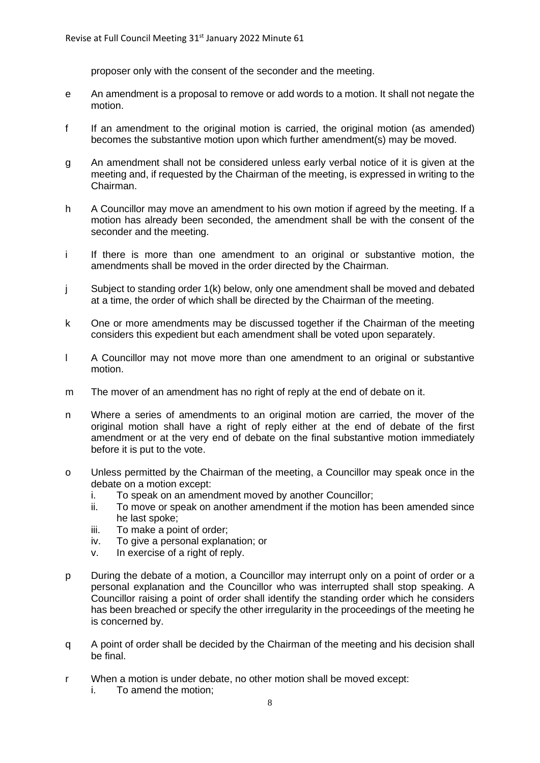proposer only with the consent of the seconder and the meeting.

e An amendment is a proposal to remove or add words to a motion. It shall not negate the motion.

f If an amendment to the original motion is carried, the original motion (as amended) becomes the substantive motion upon which further amendment(s) may be moved.

g An amendment shall not be considered unless early verbal notice of it is given at the meeting and, if requested by the Chairman of the meeting, is expressed in writing to the Chairman.

h A Councillor may move an amendment to his own motion if agreed by the meeting. If a motion has already been seconded, the amendment shall be with the consent of the seconder and the meeting.

i If there is more than one amendment to an original or substantive motion, the amendments shall be moved in the order directed by the Chairman.

j Subject to standing order 1(k) below, only one amendment shall be moved and debated at a time, the order of which shall be directed by the Chairman of the meeting.

k One or more amendments may be discussed together if the Chairman of the meeting considers this expedient but each amendment shall be voted upon separately.

l A Councillor may not move more than one amendment to an original or substantive motion.

m The mover of an amendment has no right of reply at the end of debate on it.

n Where a series of amendments to an original motion are carried, the mover of the original motion shall have a right of reply either at the end of debate of the first amendment or at the very end of debate on the final substantive motion immediately before it is put to the vote.

o Unless permitted by the Chairman of the meeting, a Councillor may speak once in the debate on a motion except:
   i. To speak on an amendment moved by another Councillor;
   ii. To move or speak on another amendment if the motion has been amended since he last spoke;
   iii. To make a point of order;
   iv. To give a personal explanation; or
   v. In exercise of a right of reply.

p During the debate of a motion, a Councillor may interrupt only on a point of order or a personal explanation and the Councillor who was interrupted shall stop speaking. A Councillor raising a point of order shall identify the standing order which he considers has been breached or specify the other irregularity in the proceedings of the meeting he is concerned by.

q A point of order shall be decided by the Chairman of the meeting and his decision shall be final.

r When a motion is under debate, no other motion shall be moved except:
   i. To amend the motion;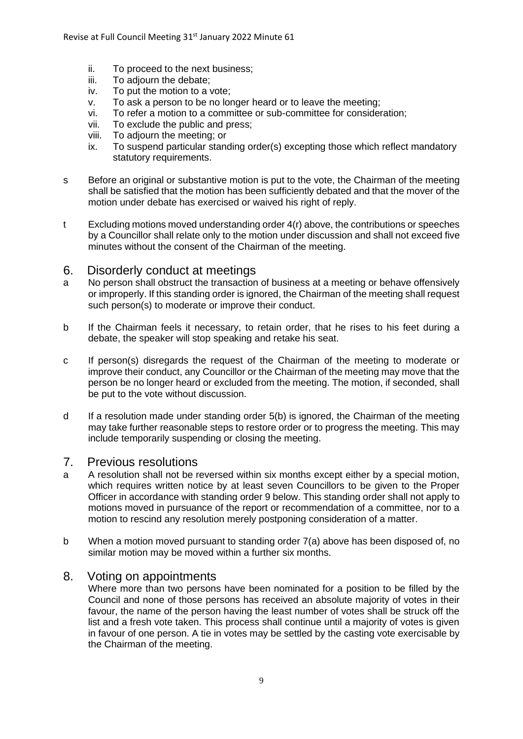ii. To proceed to the next business;
iii. To adjourn the debate;
iv. To put the motion to a vote;
v. To ask a person to be no longer heard or to leave the meeting;
vi. To refer a motion to a committee or sub-committee for consideration;
vii. To exclude the public and press;
viii. To adjourn the meeting; or
ix. To suspend particular standing order(s) excepting those which reflect mandatory statutory requirements.

s Before an original or substantive motion is put to the vote, the Chairman of the meeting shall be satisfied that the motion has been sufficiently debated and that the mover of the motion under debate has exercised or waived his right of reply.

t Excluding motions moved understanding order 4(r) above, the contributions or speeches by a Councillor shall relate only to the motion under discussion and shall not exceed five minutes without the consent of the Chairman of the meeting.

## 6. Disorderly conduct at meetings

a No person shall obstruct the transaction of business at a meeting or behave offensively or improperly. If this standing order is ignored, the Chairman of the meeting shall request such person(s) to moderate or improve their conduct.

b If the Chairman feels it necessary, to retain order, that he rises to his feet during a debate, the speaker will stop speaking and retake his seat.

c If person(s) disregards the request of the Chairman of the meeting to moderate or improve their conduct, any Councillor or the Chairman of the meeting may move that the person be no longer heard or excluded from the meeting. The motion, if seconded, shall be put to the vote without discussion.

d If a resolution made under standing order 5(b) is ignored, the Chairman of the meeting may take further reasonable steps to restore order or to progress the meeting. This may include temporarily suspending or closing the meeting.

## 7. Previous resolutions

a A resolution shall not be reversed within six months except either by a special motion, which requires written notice by at least seven Councillors to be given to the Proper Officer in accordance with standing order 9 below. This standing order shall not apply to motions moved in pursuance of the report or recommendation of a committee, nor to a motion to rescind any resolution merely postponing consideration of a matter.

b When a motion moved pursuant to standing order 7(a) above has been disposed of, no similar motion may be moved within a further six months.

## 8. Voting on appointments

Where more than two persons have been nominated for a position to be filled by the Council and none of those persons has received an absolute majority of votes in their favour, the name of the person having the least number of votes shall be struck off the list and a fresh vote taken. This process shall continue until a majority of votes is given in favour of one person. A tie in votes may be settled by the casting vote exercisable by the Chairman of the meeting.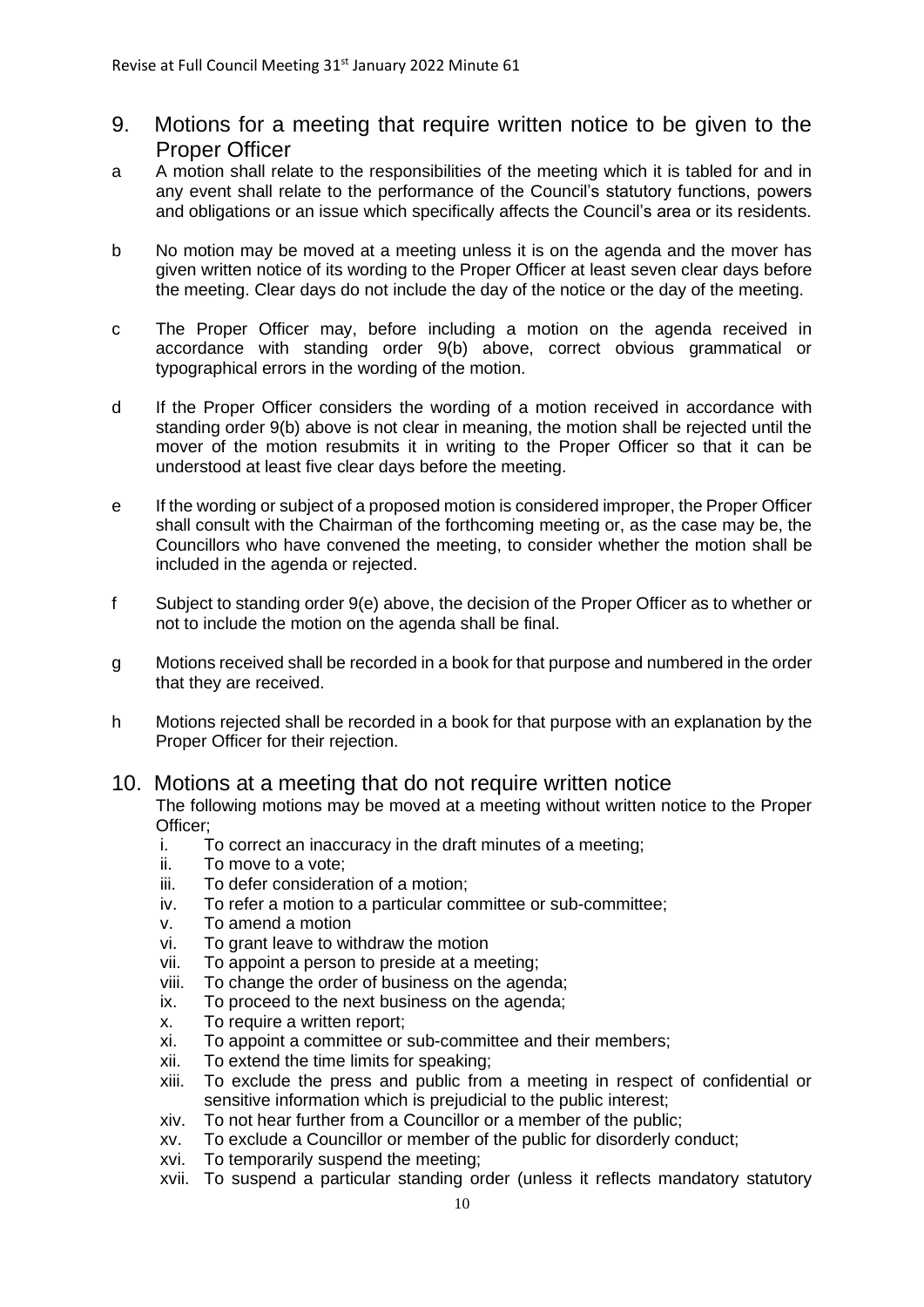## 9. Motions for a meeting that require written notice to be given to the Proper Officer

a A motion shall relate to the responsibilities of the meeting which it is tabled for and in any event shall relate to the performance of the Council's statutory functions, powers and obligations or an issue which specifically affects the Council's area or its residents.

b No motion may be moved at a meeting unless it is on the agenda and the mover has given written notice of its wording to the Proper Officer at least seven clear days before the meeting. Clear days do not include the day of the notice or the day of the meeting.

c The Proper Officer may, before including a motion on the agenda received in accordance with standing order 9(b) above, correct obvious grammatical or typographical errors in the wording of the motion.

d If the Proper Officer considers the wording of a motion received in accordance with standing order 9(b) above is not clear in meaning, the motion shall be rejected until the mover of the motion resubmits it in writing to the Proper Officer so that it can be understood at least five clear days before the meeting.

e If the wording or subject of a proposed motion is considered improper, the Proper Officer shall consult with the Chairman of the forthcoming meeting or, as the case may be, the Councillors who have convened the meeting, to consider whether the motion shall be included in the agenda or rejected.

f Subject to standing order 9(e) above, the decision of the Proper Officer as to whether or not to include the motion on the agenda shall be final.

g Motions received shall be recorded in a book for that purpose and numbered in the order that they are received.

h Motions rejected shall be recorded in a book for that purpose with an explanation by the Proper Officer for their rejection.

## 10. Motions at a meeting that do not require written notice

The following motions may be moved at a meeting without written notice to the Proper Officer;

i. To correct an inaccuracy in the draft minutes of a meeting;
ii. To move to a vote;
iii. To defer consideration of a motion;
iv. To refer a motion to a particular committee or sub-committee;
v. To amend a motion
vi. To grant leave to withdraw the motion
vii. To appoint a person to preside at a meeting;
viii. To change the order of business on the agenda;
ix. To proceed to the next business on the agenda;
x. To require a written report;
xi. To appoint a committee or sub-committee and their members;
xii. To extend the time limits for speaking;
xiii. To exclude the press and public from a meeting in respect of confidential or sensitive information which is prejudicial to the public interest;
xiv. To not hear further from a Councillor or a member of the public;
xv. To exclude a Councillor or member of the public for disorderly conduct;
xvi. To temporarily suspend the meeting;
xvii. To suspend a particular standing order (unless it reflects mandatory statutory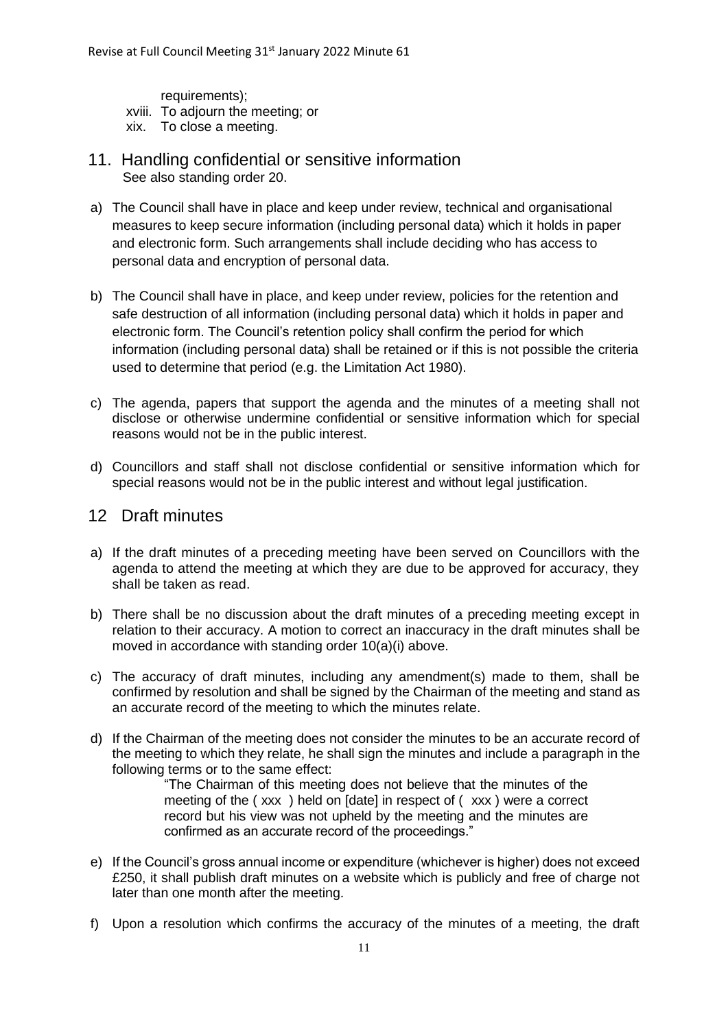requirements);

xviii. To adjourn the meeting; or

xix. To close a meeting.

## 11. Handling confidential or sensitive information

See also standing order 20.

a) The Council shall have in place and keep under review, technical and organisational measures to keep secure information (including personal data) which it holds in paper and electronic form. Such arrangements shall include deciding who has access to personal data and encryption of personal data.

b) The Council shall have in place, and keep under review, policies for the retention and safe destruction of all information (including personal data) which it holds in paper and electronic form. The Council's retention policy shall confirm the period for which information (including personal data) shall be retained or if this is not possible the criteria used to determine that period (e.g. the Limitation Act 1980).

c) The agenda, papers that support the agenda and the minutes of a meeting shall not disclose or otherwise undermine confidential or sensitive information which for special reasons would not be in the public interest.

d) Councillors and staff shall not disclose confidential or sensitive information which for special reasons would not be in the public interest and without legal justification.

## 12 Draft minutes

a) If the draft minutes of a preceding meeting have been served on Councillors with the agenda to attend the meeting at which they are due to be approved for accuracy, they shall be taken as read.

b) There shall be no discussion about the draft minutes of a preceding meeting except in relation to their accuracy. A motion to correct an inaccuracy in the draft minutes shall be moved in accordance with standing order 10(a)(i) above.

c) The accuracy of draft minutes, including any amendment(s) made to them, shall be confirmed by resolution and shall be signed by the Chairman of the meeting and stand as an accurate record of the meeting to which the minutes relate.

d) If the Chairman of the meeting does not consider the minutes to be an accurate record of the meeting to which they relate, he shall sign the minutes and include a paragraph in the following terms or to the same effect:

> "The Chairman of this meeting does not believe that the minutes of the meeting of the ( xxx ) held on [date] in respect of ( xxx ) were a correct record but his view was not upheld by the meeting and the minutes are confirmed as an accurate record of the proceedings."

e) If the Council's gross annual income or expenditure (whichever is higher) does not exceed £250, it shall publish draft minutes on a website which is publicly and free of charge not later than one month after the meeting.

f) Upon a resolution which confirms the accuracy of the minutes of a meeting, the draft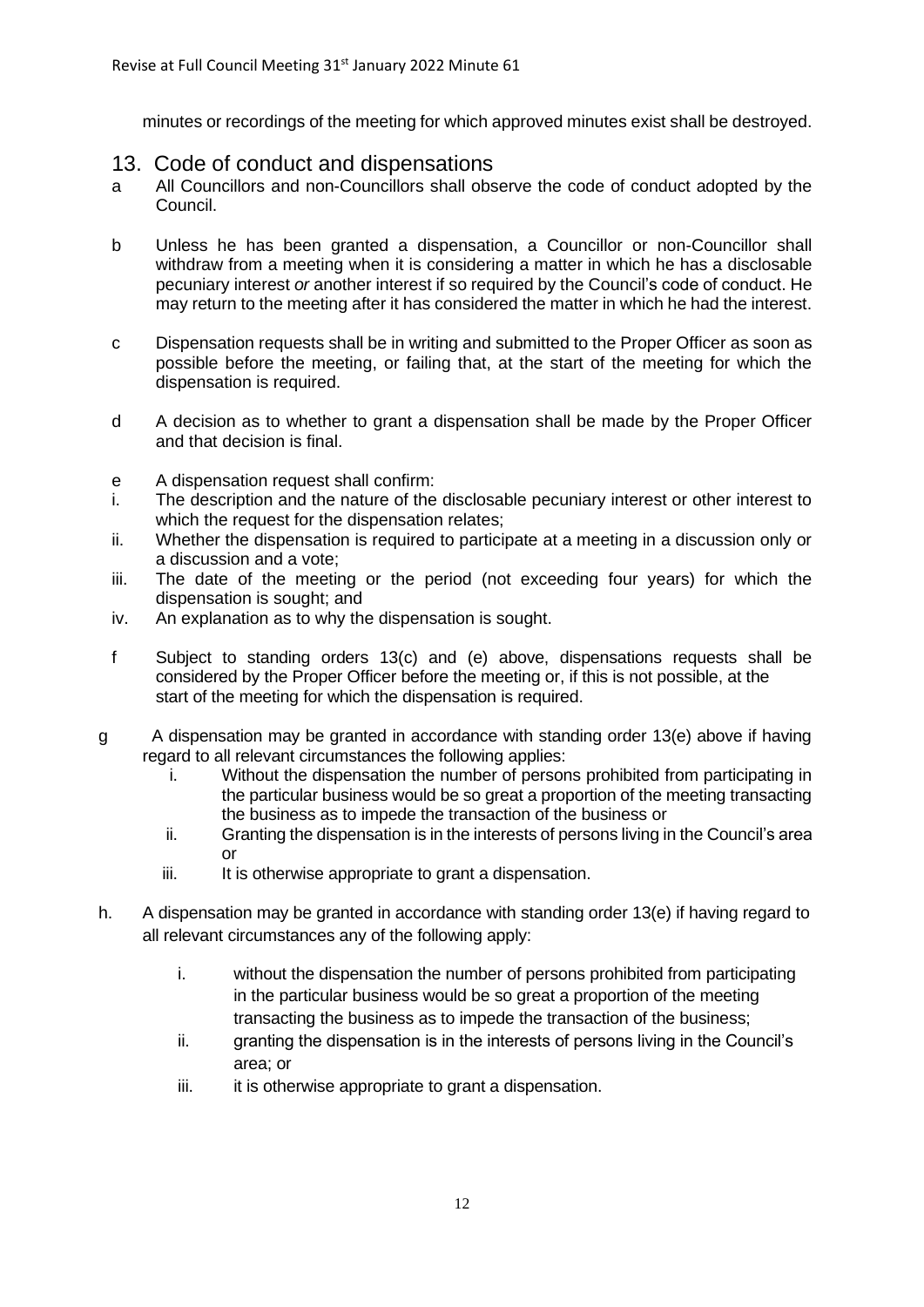minutes or recordings of the meeting for which approved minutes exist shall be destroyed.

## 13. Code of conduct and dispensations

a All Councillors and non-Councillors shall observe the code of conduct adopted by the Council.

b Unless he has been granted a dispensation, a Councillor or non-Councillor shall withdraw from a meeting when it is considering a matter in which he has a disclosable pecuniary interest *or* another interest if so required by the Council's code of conduct. He may return to the meeting after it has considered the matter in which he had the interest.

c Dispensation requests shall be in writing and submitted to the Proper Officer as soon as possible before the meeting, or failing that, at the start of the meeting for which the dispensation is required.

d A decision as to whether to grant a dispensation shall be made by the Proper Officer and that decision is final.

e A dispensation request shall confirm:

i. The description and the nature of the disclosable pecuniary interest or other interest to which the request for the dispensation relates;
ii. Whether the dispensation is required to participate at a meeting in a discussion only or a discussion and a vote;
iii. The date of the meeting or the period (not exceeding four years) for which the dispensation is sought; and
iv. An explanation as to why the dispensation is sought.

f Subject to standing orders 13(c) and (e) above, dispensations requests shall be considered by the Proper Officer before the meeting or, if this is not possible, at the start of the meeting for which the dispensation is required.

g A dispensation may be granted in accordance with standing order 13(e) above if having regard to all relevant circumstances the following applies:

i. Without the dispensation the number of persons prohibited from participating in the particular business would be so great a proportion of the meeting transacting the business as to impede the transaction of the business or
ii. Granting the dispensation is in the interests of persons living in the Council's area or
iii. It is otherwise appropriate to grant a dispensation.

h. A dispensation may be granted in accordance with standing order 13(e) if having regard to all relevant circumstances any of the following apply:

i. without the dispensation the number of persons prohibited from participating in the particular business would be so great a proportion of the meeting transacting the business as to impede the transaction of the business;
ii. granting the dispensation is in the interests of persons living in the Council's area; or
iii. it is otherwise appropriate to grant a dispensation.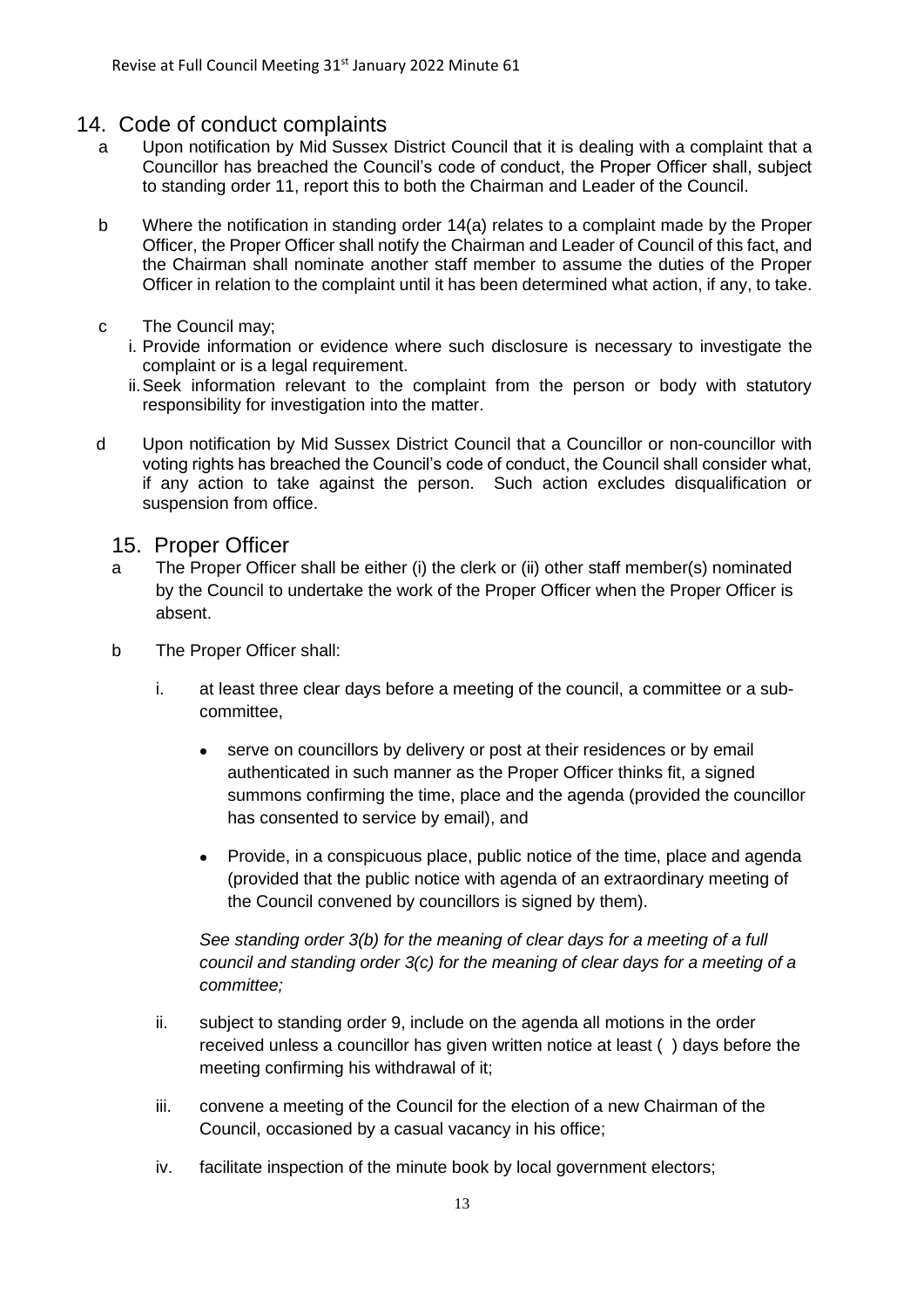## 14. Code of conduct complaints

a Upon notification by Mid Sussex District Council that it is dealing with a complaint that a Councillor has breached the Council's code of conduct, the Proper Officer shall, subject to standing order 11, report this to both the Chairman and Leader of the Council.

b Where the notification in standing order 14(a) relates to a complaint made by the Proper Officer, the Proper Officer shall notify the Chairman and Leader of Council of this fact, and the Chairman shall nominate another staff member to assume the duties of the Proper Officer in relation to the complaint until it has been determined what action, if any, to take.

c The Council may;

i. Provide information or evidence where such disclosure is necessary to investigate the complaint or is a legal requirement.

ii. Seek information relevant to the complaint from the person or body with statutory responsibility for investigation into the matter.

d Upon notification by Mid Sussex District Council that a Councillor or non-councillor with voting rights has breached the Council's code of conduct, the Council shall consider what, if any action to take against the person. Such action excludes disqualification or suspension from office.

## 15. Proper Officer

a The Proper Officer shall be either (i) the clerk or (ii) other staff member(s) nominated by the Council to undertake the work of the Proper Officer when the Proper Officer is absent.

b The Proper Officer shall:

i. at least three clear days before a meeting of the council, a committee or a sub-committee,

- serve on councillors by delivery or post at their residences or by email authenticated in such manner as the Proper Officer thinks fit, a signed summons confirming the time, place and the agenda (provided the councillor has consented to service by email), and
- Provide, in a conspicuous place, public notice of the time, place and agenda (provided that the public notice with agenda of an extraordinary meeting of the Council convened by councillors is signed by them).

*See standing order 3(b) for the meaning of clear days for a meeting of a full council and standing order 3(c) for the meaning of clear days for a meeting of a committee;*

ii. subject to standing order 9, include on the agenda all motions in the order received unless a councillor has given written notice at least ( ) days before the meeting confirming his withdrawal of it;

iii. convene a meeting of the Council for the election of a new Chairman of the Council, occasioned by a casual vacancy in his office;

iv. facilitate inspection of the minute book by local government electors;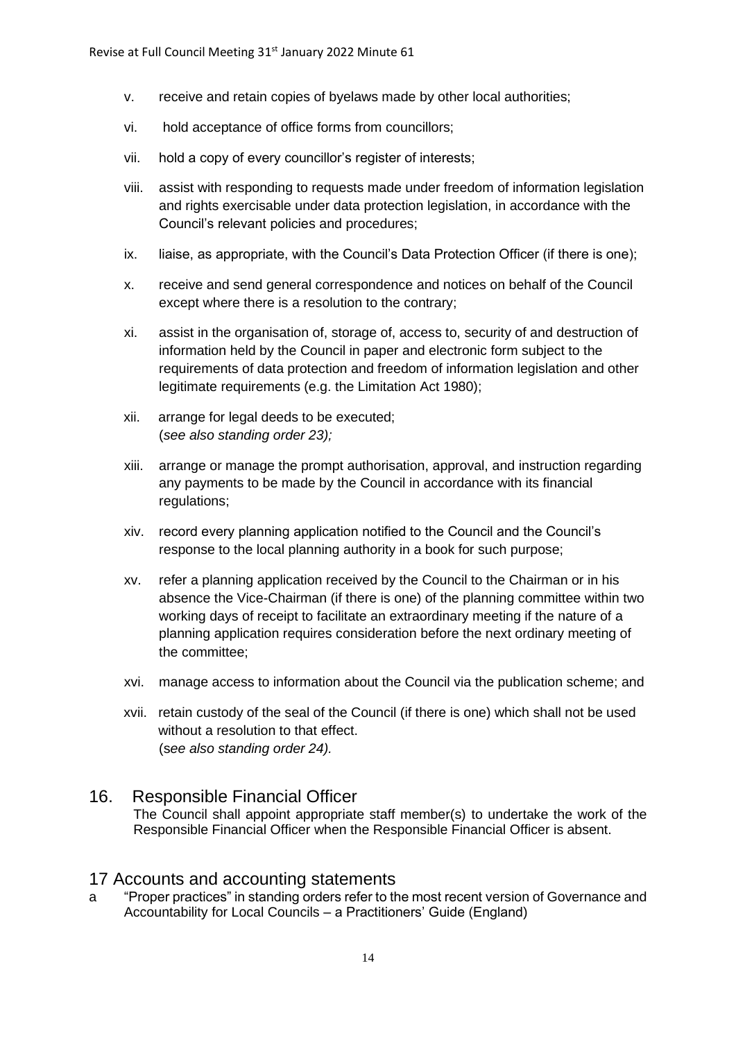v. receive and retain copies of byelaws made by other local authorities;

vi. hold acceptance of office forms from councillors;

vii. hold a copy of every councillor's register of interests;

viii. assist with responding to requests made under freedom of information legislation and rights exercisable under data protection legislation, in accordance with the Council's relevant policies and procedures;

ix. liaise, as appropriate, with the Council's Data Protection Officer (if there is one);

x. receive and send general correspondence and notices on behalf of the Council except where there is a resolution to the contrary;

xi. assist in the organisation of, storage of, access to, security of and destruction of information held by the Council in paper and electronic form subject to the requirements of data protection and freedom of information legislation and other legitimate requirements (e.g. the Limitation Act 1980);

xii. arrange for legal deeds to be executed;
(*see also standing order 23);*

xiii. arrange or manage the prompt authorisation, approval, and instruction regarding any payments to be made by the Council in accordance with its financial regulations;

xiv. record every planning application notified to the Council and the Council's response to the local planning authority in a book for such purpose;

xv. refer a planning application received by the Council to the Chairman or in his absence the Vice-Chairman (if there is one) of the planning committee within two working days of receipt to facilitate an extraordinary meeting if the nature of a planning application requires consideration before the next ordinary meeting of the committee;

xvi. manage access to information about the Council via the publication scheme; and

xvii. retain custody of the seal of the Council (if there is one) which shall not be used without a resolution to that effect.
(*see also standing order 24).*

## 16. Responsible Financial Officer

The Council shall appoint appropriate staff member(s) to undertake the work of the Responsible Financial Officer when the Responsible Financial Officer is absent.

## 17 Accounts and accounting statements

a "Proper practices" in standing orders refer to the most recent version of Governance and Accountability for Local Councils – a Practitioners' Guide (England)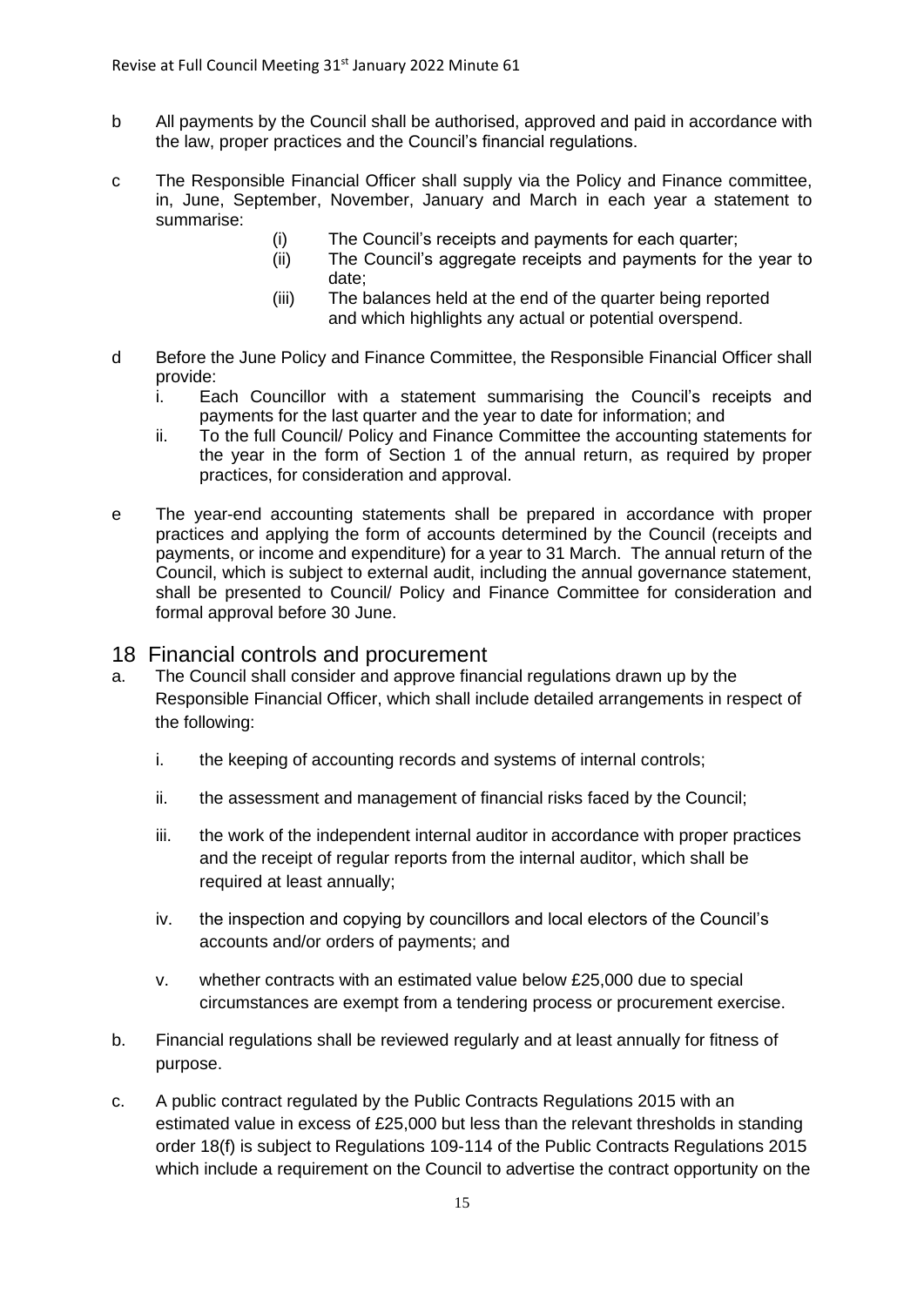b All payments by the Council shall be authorised, approved and paid in accordance with the law, proper practices and the Council's financial regulations.

c The Responsible Financial Officer shall supply via the Policy and Finance committee, in, June, September, November, January and March in each year a statement to summarise:

(i) The Council's receipts and payments for each quarter;
(ii) The Council's aggregate receipts and payments for the year to date;
(iii) The balances held at the end of the quarter being reported and which highlights any actual or potential overspend.

d Before the June Policy and Finance Committee, the Responsible Financial Officer shall provide:

i. Each Councillor with a statement summarising the Council's receipts and payments for the last quarter and the year to date for information; and
ii. To the full Council/ Policy and Finance Committee the accounting statements for the year in the form of Section 1 of the annual return, as required by proper practices, for consideration and approval.

e The year-end accounting statements shall be prepared in accordance with proper practices and applying the form of accounts determined by the Council (receipts and payments, or income and expenditure) for a year to 31 March. The annual return of the Council, which is subject to external audit, including the annual governance statement, shall be presented to Council/ Policy and Finance Committee for consideration and formal approval before 30 June.

## 18 Financial controls and procurement

a. The Council shall consider and approve financial regulations drawn up by the Responsible Financial Officer, which shall include detailed arrangements in respect of the following:

i. the keeping of accounting records and systems of internal controls;

ii. the assessment and management of financial risks faced by the Council;

iii. the work of the independent internal auditor in accordance with proper practices and the receipt of regular reports from the internal auditor, which shall be required at least annually;

iv. the inspection and copying by councillors and local electors of the Council's accounts and/or orders of payments; and

v. whether contracts with an estimated value below £25,000 due to special circumstances are exempt from a tendering process or procurement exercise.

b. Financial regulations shall be reviewed regularly and at least annually for fitness of purpose.

c. A public contract regulated by the Public Contracts Regulations 2015 with an estimated value in excess of £25,000 but less than the relevant thresholds in standing order 18(f) is subject to Regulations 109-114 of the Public Contracts Regulations 2015 which include a requirement on the Council to advertise the contract opportunity on the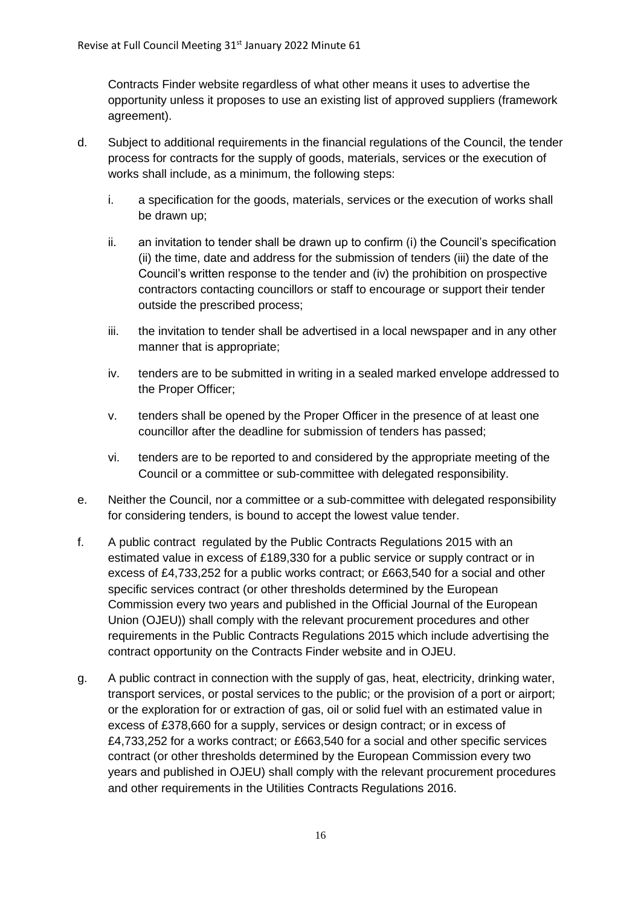Contracts Finder website regardless of what other means it uses to advertise the opportunity unless it proposes to use an existing list of approved suppliers (framework agreement).

d. Subject to additional requirements in the financial regulations of the Council, the tender process for contracts for the supply of goods, materials, services or the execution of works shall include, as a minimum, the following steps:

   i. a specification for the goods, materials, services or the execution of works shall be drawn up;

   ii. an invitation to tender shall be drawn up to confirm (i) the Council's specification (ii) the time, date and address for the submission of tenders (iii) the date of the Council's written response to the tender and (iv) the prohibition on prospective contractors contacting councillors or staff to encourage or support their tender outside the prescribed process;

   iii. the invitation to tender shall be advertised in a local newspaper and in any other manner that is appropriate;

   iv. tenders are to be submitted in writing in a sealed marked envelope addressed to the Proper Officer;

   v. tenders shall be opened by the Proper Officer in the presence of at least one councillor after the deadline for submission of tenders has passed;

   vi. tenders are to be reported to and considered by the appropriate meeting of the Council or a committee or sub-committee with delegated responsibility.

e. Neither the Council, nor a committee or a sub-committee with delegated responsibility for considering tenders, is bound to accept the lowest value tender.

f. A public contract regulated by the Public Contracts Regulations 2015 with an estimated value in excess of £189,330 for a public service or supply contract or in excess of £4,733,252 for a public works contract; or £663,540 for a social and other specific services contract (or other thresholds determined by the European Commission every two years and published in the Official Journal of the European Union (OJEU)) shall comply with the relevant procurement procedures and other requirements in the Public Contracts Regulations 2015 which include advertising the contract opportunity on the Contracts Finder website and in OJEU.

g. A public contract in connection with the supply of gas, heat, electricity, drinking water, transport services, or postal services to the public; or the provision of a port or airport; or the exploration for or extraction of gas, oil or solid fuel with an estimated value in excess of £378,660 for a supply, services or design contract; or in excess of £4,733,252 for a works contract; or £663,540 for a social and other specific services contract (or other thresholds determined by the European Commission every two years and published in OJEU) shall comply with the relevant procurement procedures and other requirements in the Utilities Contracts Regulations 2016.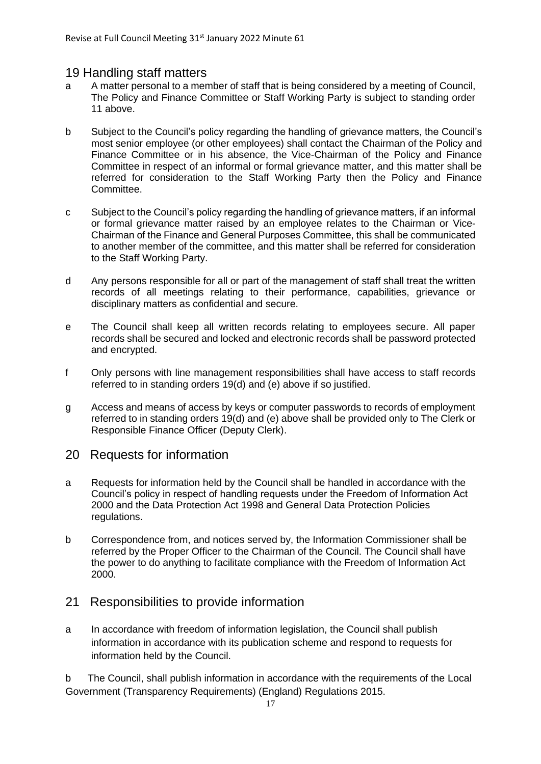## 19 Handling staff matters

a A matter personal to a member of staff that is being considered by a meeting of Council, The Policy and Finance Committee or Staff Working Party is subject to standing order 11 above.

b Subject to the Council's policy regarding the handling of grievance matters, the Council's most senior employee (or other employees) shall contact the Chairman of the Policy and Finance Committee or in his absence, the Vice-Chairman of the Policy and Finance Committee in respect of an informal or formal grievance matter, and this matter shall be referred for consideration to the Staff Working Party then the Policy and Finance Committee.

c Subject to the Council's policy regarding the handling of grievance matters, if an informal or formal grievance matter raised by an employee relates to the Chairman or Vice-Chairman of the Finance and General Purposes Committee, this shall be communicated to another member of the committee, and this matter shall be referred for consideration to the Staff Working Party.

d Any persons responsible for all or part of the management of staff shall treat the written records of all meetings relating to their performance, capabilities, grievance or disciplinary matters as confidential and secure.

e The Council shall keep all written records relating to employees secure. All paper records shall be secured and locked and electronic records shall be password protected and encrypted.

f Only persons with line management responsibilities shall have access to staff records referred to in standing orders 19(d) and (e) above if so justified.

g Access and means of access by keys or computer passwords to records of employment referred to in standing orders 19(d) and (e) above shall be provided only to The Clerk or Responsible Finance Officer (Deputy Clerk).

## 20 Requests for information

a Requests for information held by the Council shall be handled in accordance with the Council's policy in respect of handling requests under the Freedom of Information Act 2000 and the Data Protection Act 1998 and General Data Protection Policies regulations.

b Correspondence from, and notices served by, the Information Commissioner shall be referred by the Proper Officer to the Chairman of the Council. The Council shall have the power to do anything to facilitate compliance with the Freedom of Information Act 2000.

## 21 Responsibilities to provide information

a In accordance with freedom of information legislation, the Council shall publish information in accordance with its publication scheme and respond to requests for information held by the Council.

b The Council, shall publish information in accordance with the requirements of the Local Government (Transparency Requirements) (England) Regulations 2015.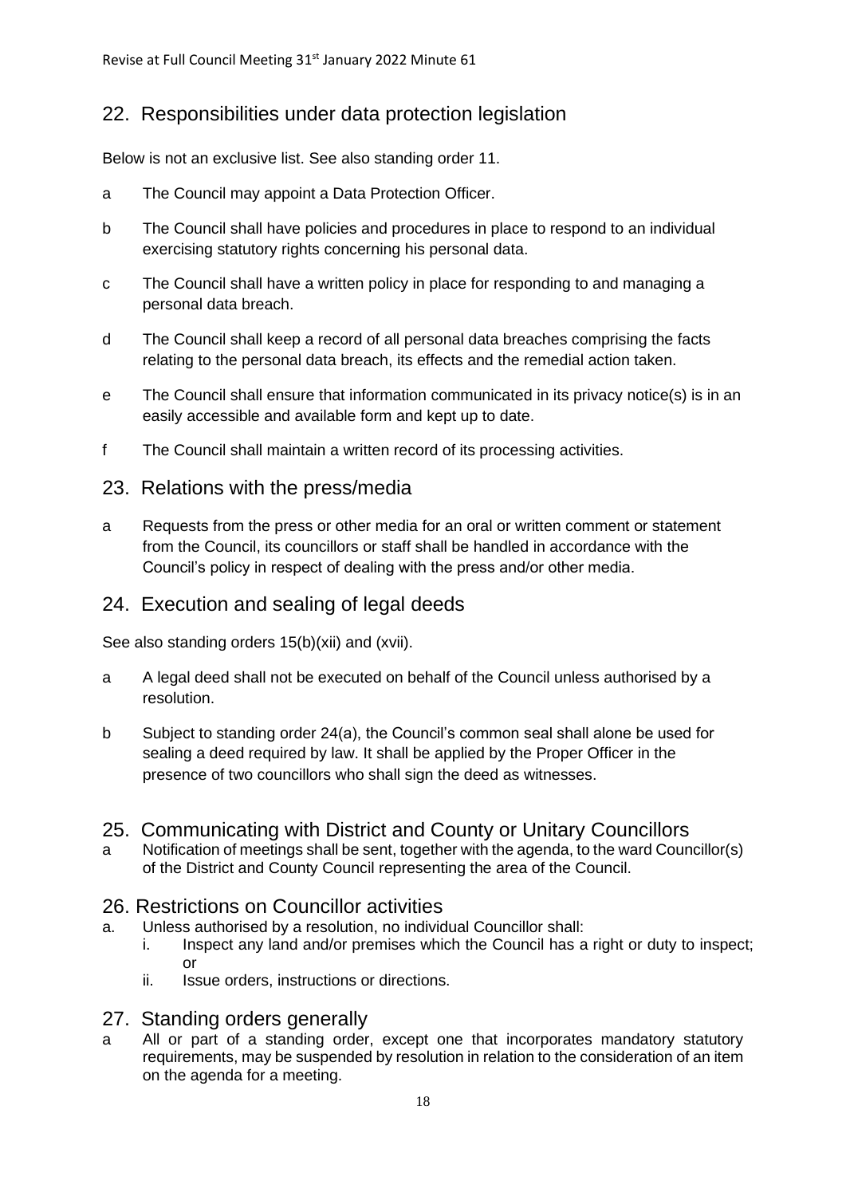## 22. Responsibilities under data protection legislation

Below is not an exclusive list. See also standing order 11.

a The Council may appoint a Data Protection Officer.

b The Council shall have policies and procedures in place to respond to an individual exercising statutory rights concerning his personal data.

c The Council shall have a written policy in place for responding to and managing a personal data breach.

d The Council shall keep a record of all personal data breaches comprising the facts relating to the personal data breach, its effects and the remedial action taken.

e The Council shall ensure that information communicated in its privacy notice(s) is in an easily accessible and available form and kept up to date.

f The Council shall maintain a written record of its processing activities.

## 23. Relations with the press/media

a Requests from the press or other media for an oral or written comment or statement from the Council, its councillors or staff shall be handled in accordance with the Council's policy in respect of dealing with the press and/or other media.

## 24. Execution and sealing of legal deeds

See also standing orders 15(b)(xii) and (xvii).

a A legal deed shall not be executed on behalf of the Council unless authorised by a resolution.

b Subject to standing order 24(a), the Council's common seal shall alone be used for sealing a deed required by law. It shall be applied by the Proper Officer in the presence of two councillors who shall sign the deed as witnesses.

## 25. Communicating with District and County or Unitary Councillors

a Notification of meetings shall be sent, together with the agenda, to the ward Councillor(s) of the District and County Council representing the area of the Council.

## 26. Restrictions on Councillor activities

a. Unless authorised by a resolution, no individual Councillor shall:
   i. Inspect any land and/or premises which the Council has a right or duty to inspect; or
   ii. Issue orders, instructions or directions.

## 27. Standing orders generally

a All or part of a standing order, except one that incorporates mandatory statutory requirements, may be suspended by resolution in relation to the consideration of an item on the agenda for a meeting.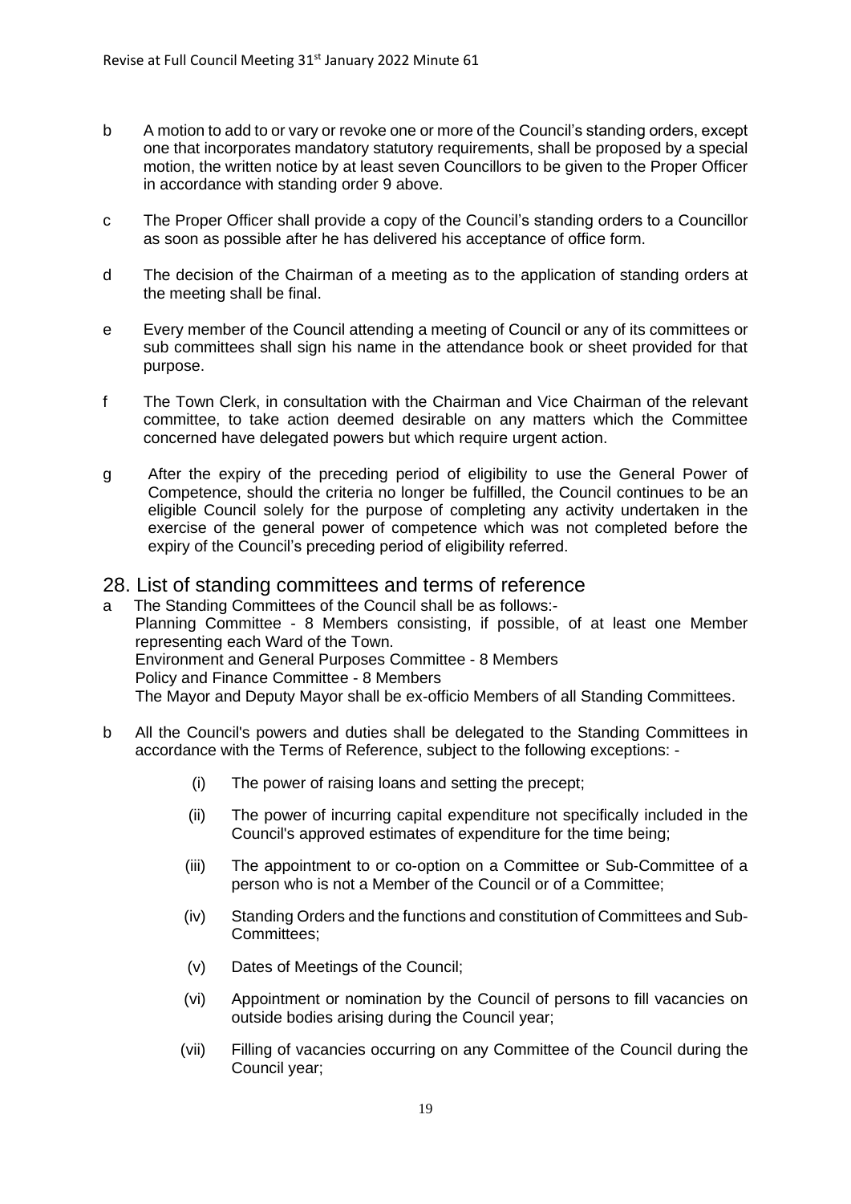b A motion to add to or vary or revoke one or more of the Council's standing orders, except one that incorporates mandatory statutory requirements, shall be proposed by a special motion, the written notice by at least seven Councillors to be given to the Proper Officer in accordance with standing order 9 above.

c The Proper Officer shall provide a copy of the Council's standing orders to a Councillor as soon as possible after he has delivered his acceptance of office form.

d The decision of the Chairman of a meeting as to the application of standing orders at the meeting shall be final.

e Every member of the Council attending a meeting of Council or any of its committees or sub committees shall sign his name in the attendance book or sheet provided for that purpose.

f The Town Clerk, in consultation with the Chairman and Vice Chairman of the relevant committee, to take action deemed desirable on any matters which the Committee concerned have delegated powers but which require urgent action.

g After the expiry of the preceding period of eligibility to use the General Power of Competence, should the criteria no longer be fulfilled, the Council continues to be an eligible Council solely for the purpose of completing any activity undertaken in the exercise of the general power of competence which was not completed before the expiry of the Council's preceding period of eligibility referred.

## 28. List of standing committees and terms of reference

a The Standing Committees of the Council shall be as follows:-
Planning Committee - 8 Members consisting, if possible, of at least one Member representing each Ward of the Town.
Environment and General Purposes Committee - 8 Members
Policy and Finance Committee - 8 Members
The Mayor and Deputy Mayor shall be ex-officio Members of all Standing Committees.

b All the Council's powers and duties shall be delegated to the Standing Committees in accordance with the Terms of Reference, subject to the following exceptions: -

(i) The power of raising loans and setting the precept;

(ii) The power of incurring capital expenditure not specifically included in the Council's approved estimates of expenditure for the time being;

(iii) The appointment to or co-option on a Committee or Sub-Committee of a person who is not a Member of the Council or of a Committee;

(iv) Standing Orders and the functions and constitution of Committees and Sub-Committees;

(v) Dates of Meetings of the Council;

(vi) Appointment or nomination by the Council of persons to fill vacancies on outside bodies arising during the Council year;

(vii) Filling of vacancies occurring on any Committee of the Council during the Council year;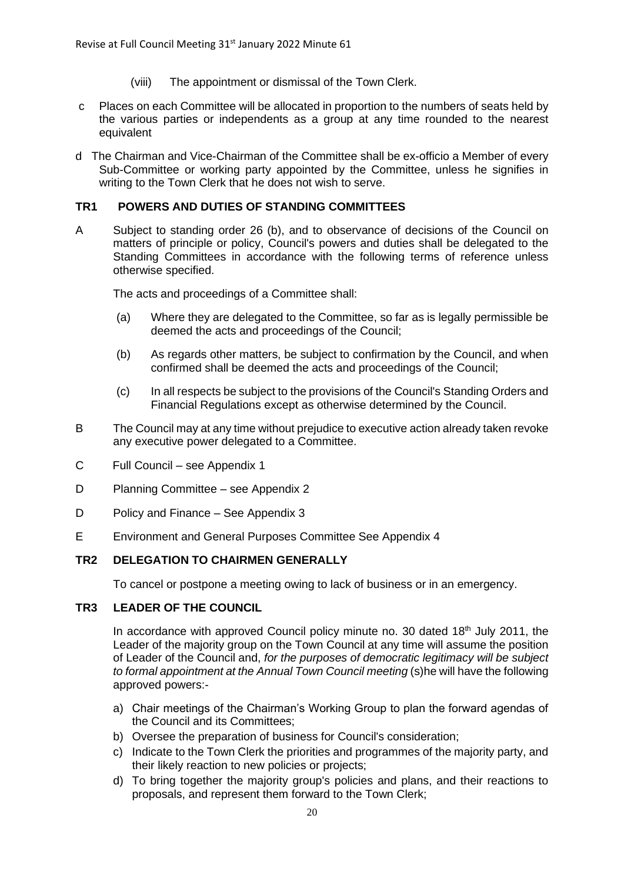(viii) The appointment or dismissal of the Town Clerk.

c Places on each Committee will be allocated in proportion to the numbers of seats held by the various parties or independents as a group at any time rounded to the nearest equivalent

d The Chairman and Vice-Chairman of the Committee shall be ex-officio a Member of every Sub-Committee or working party appointed by the Committee, unless he signifies in writing to the Town Clerk that he does not wish to serve.

### TR1 POWERS AND DUTIES OF STANDING COMMITTEES

A Subject to standing order 26 (b), and to observance of decisions of the Council on matters of principle or policy, Council's powers and duties shall be delegated to the Standing Committees in accordance with the following terms of reference unless otherwise specified.

The acts and proceedings of a Committee shall:

(a) Where they are delegated to the Committee, so far as is legally permissible be deemed the acts and proceedings of the Council;

(b) As regards other matters, be subject to confirmation by the Council, and when confirmed shall be deemed the acts and proceedings of the Council;

(c) In all respects be subject to the provisions of the Council's Standing Orders and Financial Regulations except as otherwise determined by the Council.

B The Council may at any time without prejudice to executive action already taken revoke any executive power delegated to a Committee.

C Full Council – see Appendix 1

D Planning Committee – see Appendix 2

D Policy and Finance – See Appendix 3

E Environment and General Purposes Committee See Appendix 4

### TR2 DELEGATION TO CHAIRMEN GENERALLY

To cancel or postpone a meeting owing to lack of business or in an emergency.

### TR3 LEADER OF THE COUNCIL

In accordance with approved Council policy minute no. 30 dated 18th July 2011, the Leader of the majority group on the Town Council at any time will assume the position of Leader of the Council and, *for the purposes of democratic legitimacy will be subject to formal appointment at the Annual Town Council meeting* (s)he will have the following approved powers:-

a) Chair meetings of the Chairman's Working Group to plan the forward agendas of the Council and its Committees;
b) Oversee the preparation of business for Council's consideration;
c) Indicate to the Town Clerk the priorities and programmes of the majority party, and their likely reaction to new policies or projects;
d) To bring together the majority group's policies and plans, and their reactions to proposals, and represent them forward to the Town Clerk;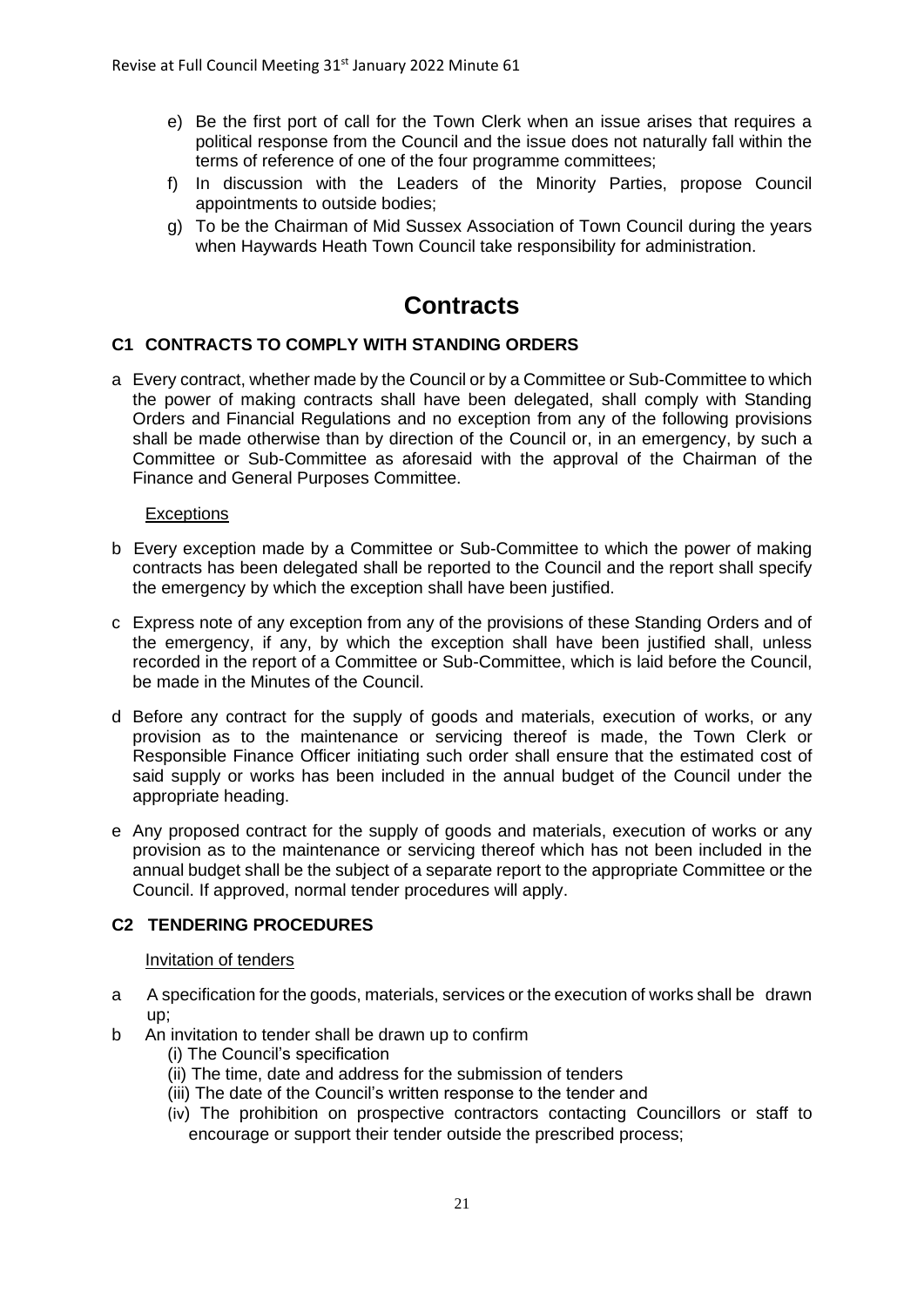e) Be the first port of call for the Town Clerk when an issue arises that requires a political response from the Council and the issue does not naturally fall within the terms of reference of one of the four programme committees;

f) In discussion with the Leaders of the Minority Parties, propose Council appointments to outside bodies;

g) To be the Chairman of Mid Sussex Association of Town Council during the years when Haywards Heath Town Council take responsibility for administration.

# Contracts

### C1 CONTRACTS TO COMPLY WITH STANDING ORDERS

a Every contract, whether made by the Council or by a Committee or Sub-Committee to which the power of making contracts shall have been delegated, shall comply with Standing Orders and Financial Regulations and no exception from any of the following provisions shall be made otherwise than by direction of the Council or, in an emergency, by such a Committee or Sub-Committee as aforesaid with the approval of the Chairman of the Finance and General Purposes Committee.

Exceptions

b Every exception made by a Committee or Sub-Committee to which the power of making contracts has been delegated shall be reported to the Council and the report shall specify the emergency by which the exception shall have been justified.

c Express note of any exception from any of the provisions of these Standing Orders and of the emergency, if any, by which the exception shall have been justified shall, unless recorded in the report of a Committee or Sub-Committee, which is laid before the Council, be made in the Minutes of the Council.

d Before any contract for the supply of goods and materials, execution of works, or any provision as to the maintenance or servicing thereof is made, the Town Clerk or Responsible Finance Officer initiating such order shall ensure that the estimated cost of said supply or works has been included in the annual budget of the Council under the appropriate heading.

e Any proposed contract for the supply of goods and materials, execution of works or any provision as to the maintenance or servicing thereof which has not been included in the annual budget shall be the subject of a separate report to the appropriate Committee or the Council. If approved, normal tender procedures will apply.

### C2 TENDERING PROCEDURES

Invitation of tenders

a A specification for the goods, materials, services or the execution of works shall be drawn up;

b An invitation to tender shall be drawn up to confirm
   (i) The Council's specification
   (ii) The time, date and address for the submission of tenders
   (iii) The date of the Council's written response to the tender and
   (iv) The prohibition on prospective contractors contacting Councillors or staff to encourage or support their tender outside the prescribed process;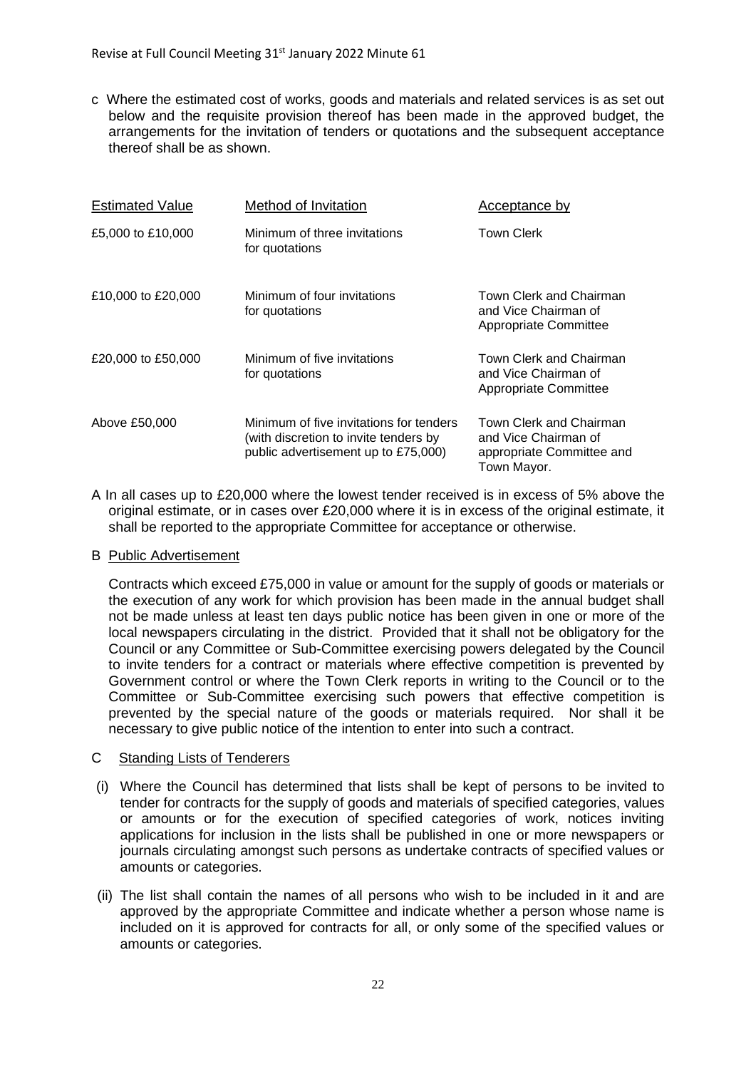c  Where the estimated cost of works, goods and materials and related services is as set out below and the requisite provision thereof has been made in the approved budget, the arrangements for the invitation of tenders or quotations and the subsequent acceptance thereof shall be as shown.

| Estimated Value | Method of Invitation | Acceptance by |
|---|---|---|
| £5,000 to £10,000 | Minimum of three invitations for quotations | Town Clerk |
| £10,000 to £20,000 | Minimum of four invitations for quotations | Town Clerk and Chairman and Vice Chairman of Appropriate Committee |
| £20,000 to £50,000 | Minimum of five invitations for quotations | Town Clerk and Chairman and Vice Chairman of Appropriate Committee |
| Above £50,000 | Minimum of five invitations for tenders (with discretion to invite tenders by public advertisement up to £75,000) | Town Clerk and Chairman and Vice Chairman of appropriate Committee and Town Mayor. |

A In all cases up to £20,000 where the lowest tender received is in excess of 5% above the original estimate, or in cases over £20,000 where it is in excess of the original estimate, it shall be reported to the appropriate Committee for acceptance or otherwise.

B Public Advertisement

Contracts which exceed £75,000 in value or amount for the supply of goods or materials or the execution of any work for which provision has been made in the annual budget shall not be made unless at least ten days public notice has been given in one or more of the local newspapers circulating in the district. Provided that it shall not be obligatory for the Council or any Committee or Sub-Committee exercising powers delegated by the Council to invite tenders for a contract or materials where effective competition is prevented by Government control or where the Town Clerk reports in writing to the Council or to the Committee or Sub-Committee exercising such powers that effective competition is prevented by the special nature of the goods or materials required. Nor shall it be necessary to give public notice of the intention to enter into such a contract.

C Standing Lists of Tenderers

(i) Where the Council has determined that lists shall be kept of persons to be invited to tender for contracts for the supply of goods and materials of specified categories, values or amounts or for the execution of specified categories of work, notices inviting applications for inclusion in the lists shall be published in one or more newspapers or journals circulating amongst such persons as undertake contracts of specified values or amounts or categories.

(ii) The list shall contain the names of all persons who wish to be included in it and are approved by the appropriate Committee and indicate whether a person whose name is included on it is approved for contracts for all, or only some of the specified values or amounts or categories.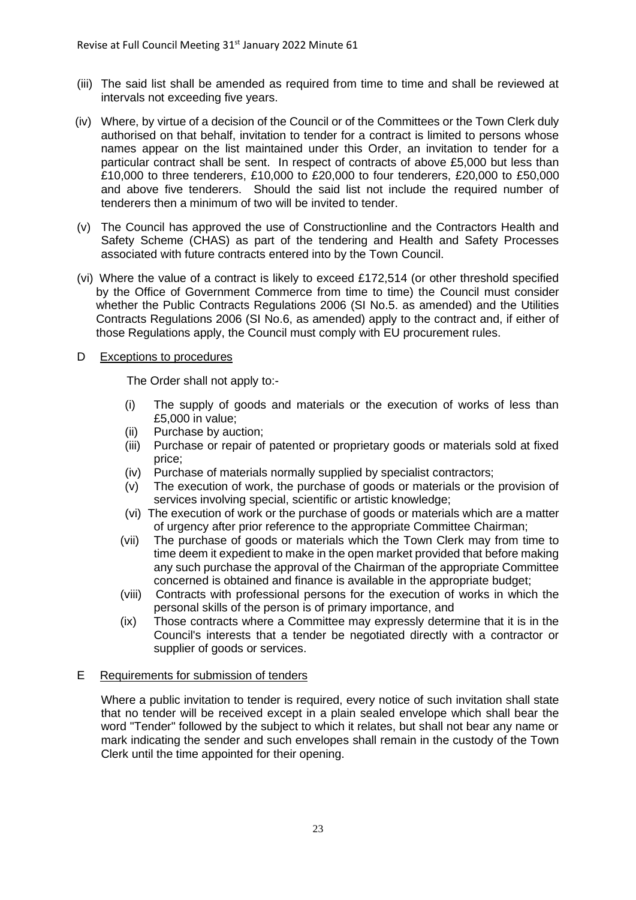(iii) The said list shall be amended as required from time to time and shall be reviewed at intervals not exceeding five years.

(iv) Where, by virtue of a decision of the Council or of the Committees or the Town Clerk duly authorised on that behalf, invitation to tender for a contract is limited to persons whose names appear on the list maintained under this Order, an invitation to tender for a particular contract shall be sent. In respect of contracts of above £5,000 but less than £10,000 to three tenderers, £10,000 to £20,000 to four tenderers, £20,000 to £50,000 and above five tenderers. Should the said list not include the required number of tenderers then a minimum of two will be invited to tender.

(v) The Council has approved the use of Constructionline and the Contractors Health and Safety Scheme (CHAS) as part of the tendering and Health and Safety Processes associated with future contracts entered into by the Town Council.

(vi) Where the value of a contract is likely to exceed £172,514 (or other threshold specified by the Office of Government Commerce from time to time) the Council must consider whether the Public Contracts Regulations 2006 (SI No.5. as amended) and the Utilities Contracts Regulations 2006 (SI No.6, as amended) apply to the contract and, if either of those Regulations apply, the Council must comply with EU procurement rules.

## D Exceptions to procedures

The Order shall not apply to:-

(i) The supply of goods and materials or the execution of works of less than £5,000 in value;
(ii) Purchase by auction;
(iii) Purchase or repair of patented or proprietary goods or materials sold at fixed price;
(iv) Purchase of materials normally supplied by specialist contractors;
(v) The execution of work, the purchase of goods or materials or the provision of services involving special, scientific or artistic knowledge;
(vi) The execution of work or the purchase of goods or materials which are a matter of urgency after prior reference to the appropriate Committee Chairman;
(vii) The purchase of goods or materials which the Town Clerk may from time to time deem it expedient to make in the open market provided that before making any such purchase the approval of the Chairman of the appropriate Committee concerned is obtained and finance is available in the appropriate budget;
(viii) Contracts with professional persons for the execution of works in which the personal skills of the person is of primary importance, and
(ix) Those contracts where a Committee may expressly determine that it is in the Council's interests that a tender be negotiated directly with a contractor or supplier of goods or services.

## E Requirements for submission of tenders

Where a public invitation to tender is required, every notice of such invitation shall state that no tender will be received except in a plain sealed envelope which shall bear the word "Tender" followed by the subject to which it relates, but shall not bear any name or mark indicating the sender and such envelopes shall remain in the custody of the Town Clerk until the time appointed for their opening.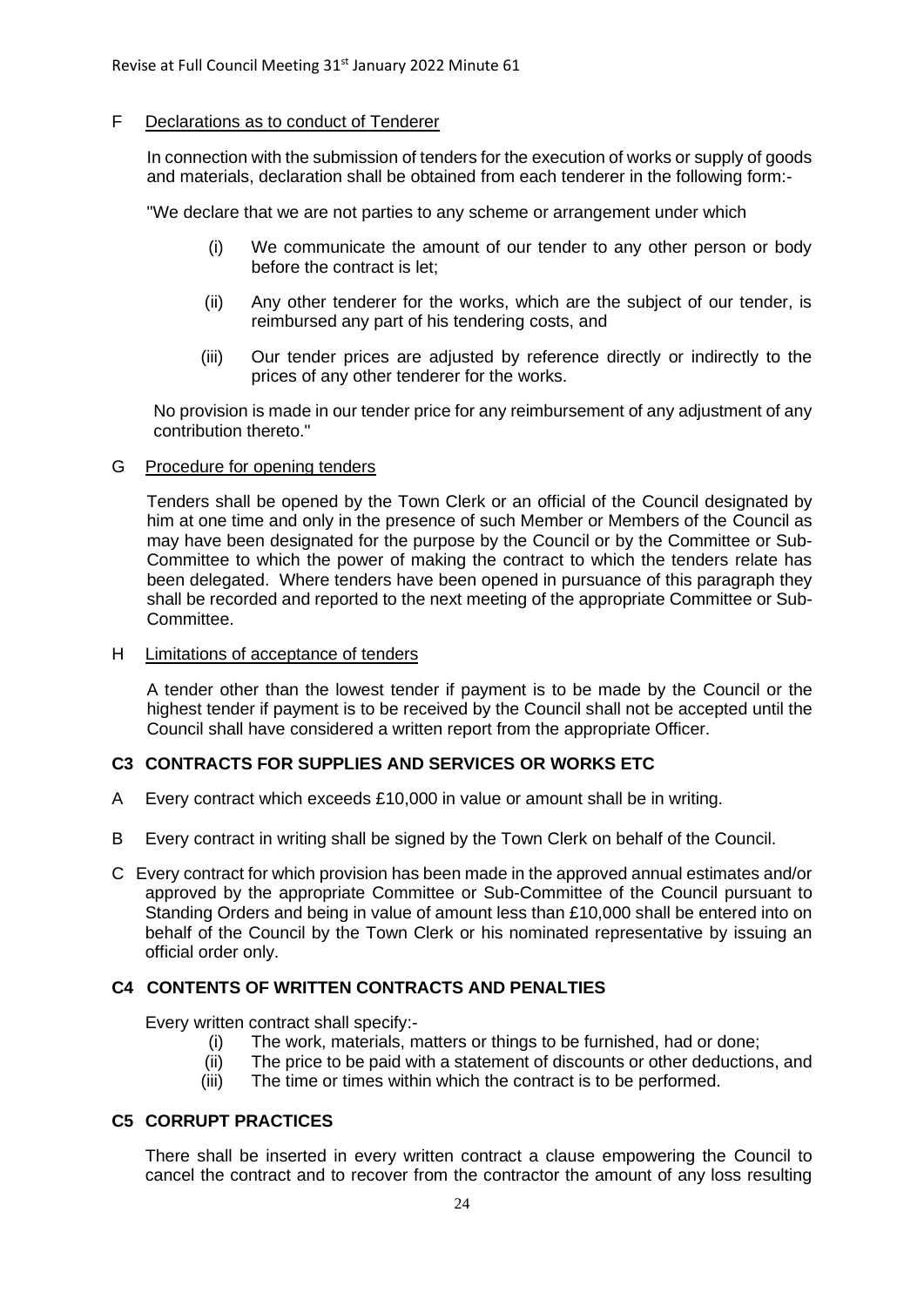F <u>Declarations as to conduct of Tenderer</u>

In connection with the submission of tenders for the execution of works or supply of goods and materials, declaration shall be obtained from each tenderer in the following form:-

"We declare that we are not parties to any scheme or arrangement under which

(i) We communicate the amount of our tender to any other person or body before the contract is let;

(ii) Any other tenderer for the works, which are the subject of our tender, is reimbursed any part of his tendering costs, and

(iii) Our tender prices are adjusted by reference directly or indirectly to the prices of any other tenderer for the works.

No provision is made in our tender price for any reimbursement of any adjustment of any contribution thereto."

G <u>Procedure for opening tenders</u>

Tenders shall be opened by the Town Clerk or an official of the Council designated by him at one time and only in the presence of such Member or Members of the Council as may have been designated for the purpose by the Council or by the Committee or Sub-Committee to which the power of making the contract to which the tenders relate has been delegated. Where tenders have been opened in pursuance of this paragraph they shall be recorded and reported to the next meeting of the appropriate Committee or Sub-Committee.

H <u>Limitations of acceptance of tenders</u>

A tender other than the lowest tender if payment is to be made by the Council or the highest tender if payment is to be received by the Council shall not be accepted until the Council shall have considered a written report from the appropriate Officer.

## C3 CONTRACTS FOR SUPPLIES AND SERVICES OR WORKS ETC

A Every contract which exceeds £10,000 in value or amount shall be in writing.

B Every contract in writing shall be signed by the Town Clerk on behalf of the Council.

C Every contract for which provision has been made in the approved annual estimates and/or approved by the appropriate Committee or Sub-Committee of the Council pursuant to Standing Orders and being in value of amount less than £10,000 shall be entered into on behalf of the Council by the Town Clerk or his nominated representative by issuing an official order only.

## C4 CONTENTS OF WRITTEN CONTRACTS AND PENALTIES

Every written contract shall specify:-

(i) The work, materials, matters or things to be furnished, had or done;
(ii) The price to be paid with a statement of discounts or other deductions, and
(iii) The time or times within which the contract is to be performed.

## C5 CORRUPT PRACTICES

There shall be inserted in every written contract a clause empowering the Council to cancel the contract and to recover from the contractor the amount of any loss resulting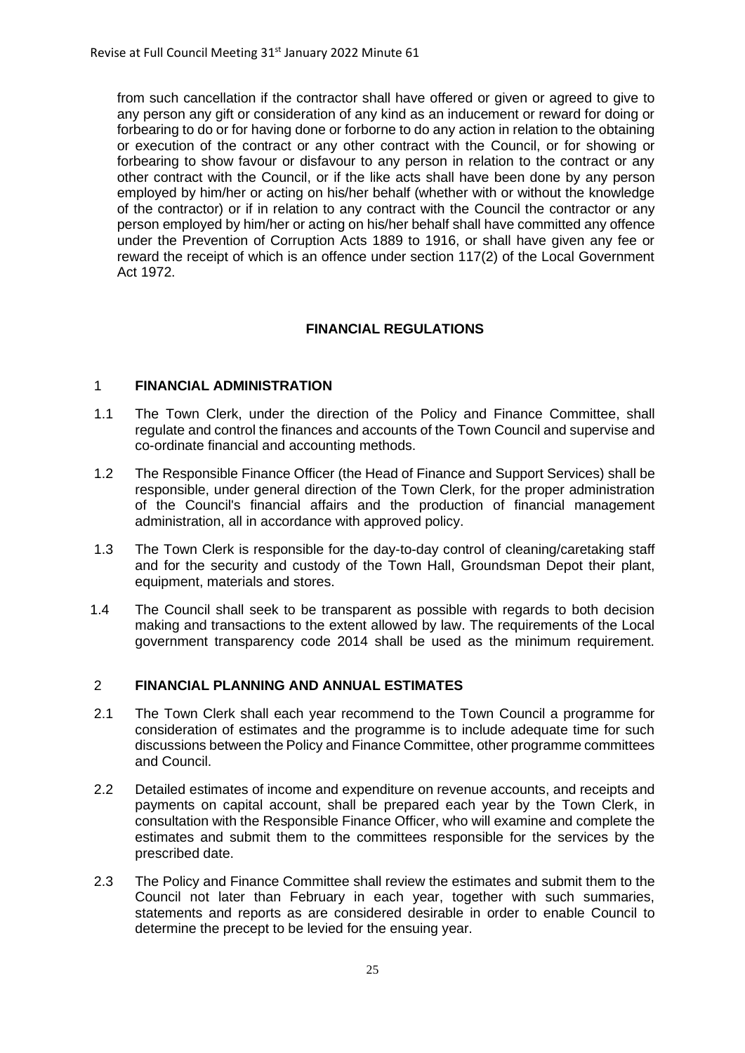from such cancellation if the contractor shall have offered or given or agreed to give to any person any gift or consideration of any kind as an inducement or reward for doing or forbearing to do or for having done or forborne to do any action in relation to the obtaining or execution of the contract or any other contract with the Council, or for showing or forbearing to show favour or disfavour to any person in relation to the contract or any other contract with the Council, or if the like acts shall have been done by any person employed by him/her or acting on his/her behalf (whether with or without the knowledge of the contractor) or if in relation to any contract with the Council the contractor or any person employed by him/her or acting on his/her behalf shall have committed any offence under the Prevention of Corruption Acts 1889 to 1916, or shall have given any fee or reward the receipt of which is an offence under section 117(2) of the Local Government Act 1972.

## FINANCIAL REGULATIONS

### 1 FINANCIAL ADMINISTRATION

1.1 The Town Clerk, under the direction of the Policy and Finance Committee, shall regulate and control the finances and accounts of the Town Council and supervise and co-ordinate financial and accounting methods.

1.2 The Responsible Finance Officer (the Head of Finance and Support Services) shall be responsible, under general direction of the Town Clerk, for the proper administration of the Council's financial affairs and the production of financial management administration, all in accordance with approved policy.

1.3 The Town Clerk is responsible for the day-to-day control of cleaning/caretaking staff and for the security and custody of the Town Hall, Groundsman Depot their plant, equipment, materials and stores.

1.4 The Council shall seek to be transparent as possible with regards to both decision making and transactions to the extent allowed by law. The requirements of the Local government transparency code 2014 shall be used as the minimum requirement.

### 2 FINANCIAL PLANNING AND ANNUAL ESTIMATES

2.1 The Town Clerk shall each year recommend to the Town Council a programme for consideration of estimates and the programme is to include adequate time for such discussions between the Policy and Finance Committee, other programme committees and Council.

2.2 Detailed estimates of income and expenditure on revenue accounts, and receipts and payments on capital account, shall be prepared each year by the Town Clerk, in consultation with the Responsible Finance Officer, who will examine and complete the estimates and submit them to the committees responsible for the services by the prescribed date.

2.3 The Policy and Finance Committee shall review the estimates and submit them to the Council not later than February in each year, together with such summaries, statements and reports as are considered desirable in order to enable Council to determine the precept to be levied for the ensuing year.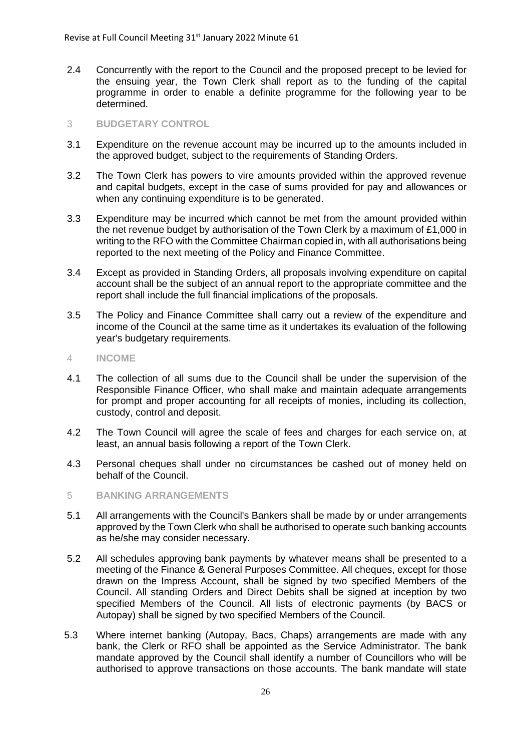2.4 Concurrently with the report to the Council and the proposed precept to be levied for the ensuing year, the Town Clerk shall report as to the funding of the capital programme in order to enable a definite programme for the following year to be determined.

## 3 BUDGETARY CONTROL

3.1 Expenditure on the revenue account may be incurred up to the amounts included in the approved budget, subject to the requirements of Standing Orders.

3.2 The Town Clerk has powers to vire amounts provided within the approved revenue and capital budgets, except in the case of sums provided for pay and allowances or when any continuing expenditure is to be generated.

3.3 Expenditure may be incurred which cannot be met from the amount provided within the net revenue budget by authorisation of the Town Clerk by a maximum of £1,000 in writing to the RFO with the Committee Chairman copied in, with all authorisations being reported to the next meeting of the Policy and Finance Committee.

3.4 Except as provided in Standing Orders, all proposals involving expenditure on capital account shall be the subject of an annual report to the appropriate committee and the report shall include the full financial implications of the proposals.

3.5 The Policy and Finance Committee shall carry out a review of the expenditure and income of the Council at the same time as it undertakes its evaluation of the following year's budgetary requirements.

## 4 INCOME

4.1 The collection of all sums due to the Council shall be under the supervision of the Responsible Finance Officer, who shall make and maintain adequate arrangements for prompt and proper accounting for all receipts of monies, including its collection, custody, control and deposit.

4.2 The Town Council will agree the scale of fees and charges for each service on, at least, an annual basis following a report of the Town Clerk.

4.3 Personal cheques shall under no circumstances be cashed out of money held on behalf of the Council.

## 5 BANKING ARRANGEMENTS

5.1 All arrangements with the Council's Bankers shall be made by or under arrangements approved by the Town Clerk who shall be authorised to operate such banking accounts as he/she may consider necessary.

5.2 All schedules approving bank payments by whatever means shall be presented to a meeting of the Finance & General Purposes Committee. All cheques, except for those drawn on the Impress Account, shall be signed by two specified Members of the Council. All standing Orders and Direct Debits shall be signed at inception by two specified Members of the Council. All lists of electronic payments (by BACS or Autopay) shall be signed by two specified Members of the Council.

5.3 Where internet banking (Autopay, Bacs, Chaps) arrangements are made with any bank, the Clerk or RFO shall be appointed as the Service Administrator. The bank mandate approved by the Council shall identify a number of Councillors who will be authorised to approve transactions on those accounts. The bank mandate will state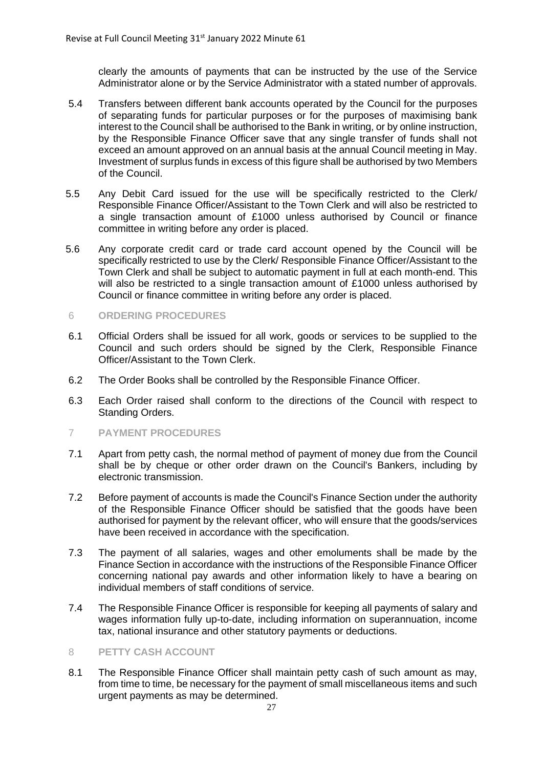clearly the amounts of payments that can be instructed by the use of the Service Administrator alone or by the Service Administrator with a stated number of approvals.

5.4 Transfers between different bank accounts operated by the Council for the purposes of separating funds for particular purposes or for the purposes of maximising bank interest to the Council shall be authorised to the Bank in writing, or by online instruction, by the Responsible Finance Officer save that any single transfer of funds shall not exceed an amount approved on an annual basis at the annual Council meeting in May. Investment of surplus funds in excess of this figure shall be authorised by two Members of the Council.

5.5 Any Debit Card issued for the use will be specifically restricted to the Clerk/ Responsible Finance Officer/Assistant to the Town Clerk and will also be restricted to a single transaction amount of £1000 unless authorised by Council or finance committee in writing before any order is placed.

5.6 Any corporate credit card or trade card account opened by the Council will be specifically restricted to use by the Clerk/ Responsible Finance Officer/Assistant to the Town Clerk and shall be subject to automatic payment in full at each month-end. This will also be restricted to a single transaction amount of £1000 unless authorised by Council or finance committee in writing before any order is placed.

## 6 ORDERING PROCEDURES

6.1 Official Orders shall be issued for all work, goods or services to be supplied to the Council and such orders should be signed by the Clerk, Responsible Finance Officer/Assistant to the Town Clerk.

6.2 The Order Books shall be controlled by the Responsible Finance Officer.

6.3 Each Order raised shall conform to the directions of the Council with respect to Standing Orders.

## 7 PAYMENT PROCEDURES

7.1 Apart from petty cash, the normal method of payment of money due from the Council shall be by cheque or other order drawn on the Council's Bankers, including by electronic transmission.

7.2 Before payment of accounts is made the Council's Finance Section under the authority of the Responsible Finance Officer should be satisfied that the goods have been authorised for payment by the relevant officer, who will ensure that the goods/services have been received in accordance with the specification.

7.3 The payment of all salaries, wages and other emoluments shall be made by the Finance Section in accordance with the instructions of the Responsible Finance Officer concerning national pay awards and other information likely to have a bearing on individual members of staff conditions of service.

7.4 The Responsible Finance Officer is responsible for keeping all payments of salary and wages information fully up-to-date, including information on superannuation, income tax, national insurance and other statutory payments or deductions.

## 8 PETTY CASH ACCOUNT

8.1 The Responsible Finance Officer shall maintain petty cash of such amount as may, from time to time, be necessary for the payment of small miscellaneous items and such urgent payments as may be determined.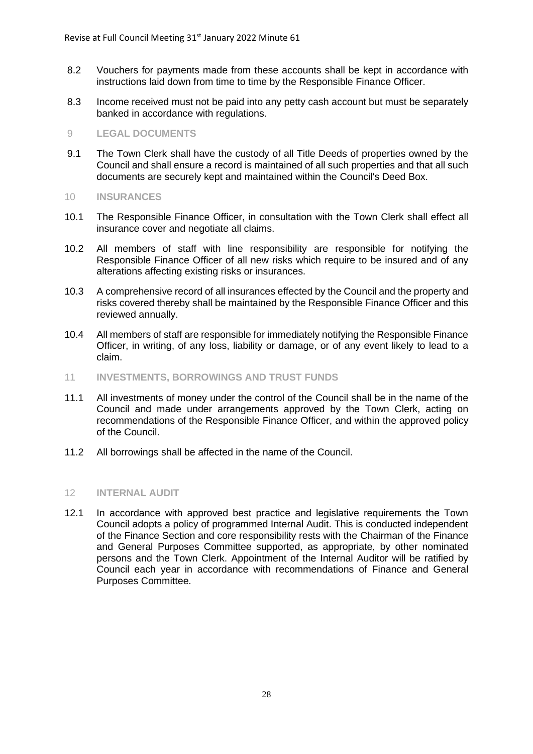8.2 Vouchers for payments made from these accounts shall be kept in accordance with instructions laid down from time to time by the Responsible Finance Officer.

8.3 Income received must not be paid into any petty cash account but must be separately banked in accordance with regulations.

## 9 LEGAL DOCUMENTS

9.1 The Town Clerk shall have the custody of all Title Deeds of properties owned by the Council and shall ensure a record is maintained of all such properties and that all such documents are securely kept and maintained within the Council's Deed Box.

## 10 INSURANCES

10.1 The Responsible Finance Officer, in consultation with the Town Clerk shall effect all insurance cover and negotiate all claims.

10.2 All members of staff with line responsibility are responsible for notifying the Responsible Finance Officer of all new risks which require to be insured and of any alterations affecting existing risks or insurances.

10.3 A comprehensive record of all insurances effected by the Council and the property and risks covered thereby shall be maintained by the Responsible Finance Officer and this reviewed annually.

10.4 All members of staff are responsible for immediately notifying the Responsible Finance Officer, in writing, of any loss, liability or damage, or of any event likely to lead to a claim.

## 11 INVESTMENTS, BORROWINGS AND TRUST FUNDS

11.1 All investments of money under the control of the Council shall be in the name of the Council and made under arrangements approved by the Town Clerk, acting on recommendations of the Responsible Finance Officer, and within the approved policy of the Council.

11.2 All borrowings shall be affected in the name of the Council.

## 12 INTERNAL AUDIT

12.1 In accordance with approved best practice and legislative requirements the Town Council adopts a policy of programmed Internal Audit. This is conducted independent of the Finance Section and core responsibility rests with the Chairman of the Finance and General Purposes Committee supported, as appropriate, by other nominated persons and the Town Clerk. Appointment of the Internal Auditor will be ratified by Council each year in accordance with recommendations of Finance and General Purposes Committee.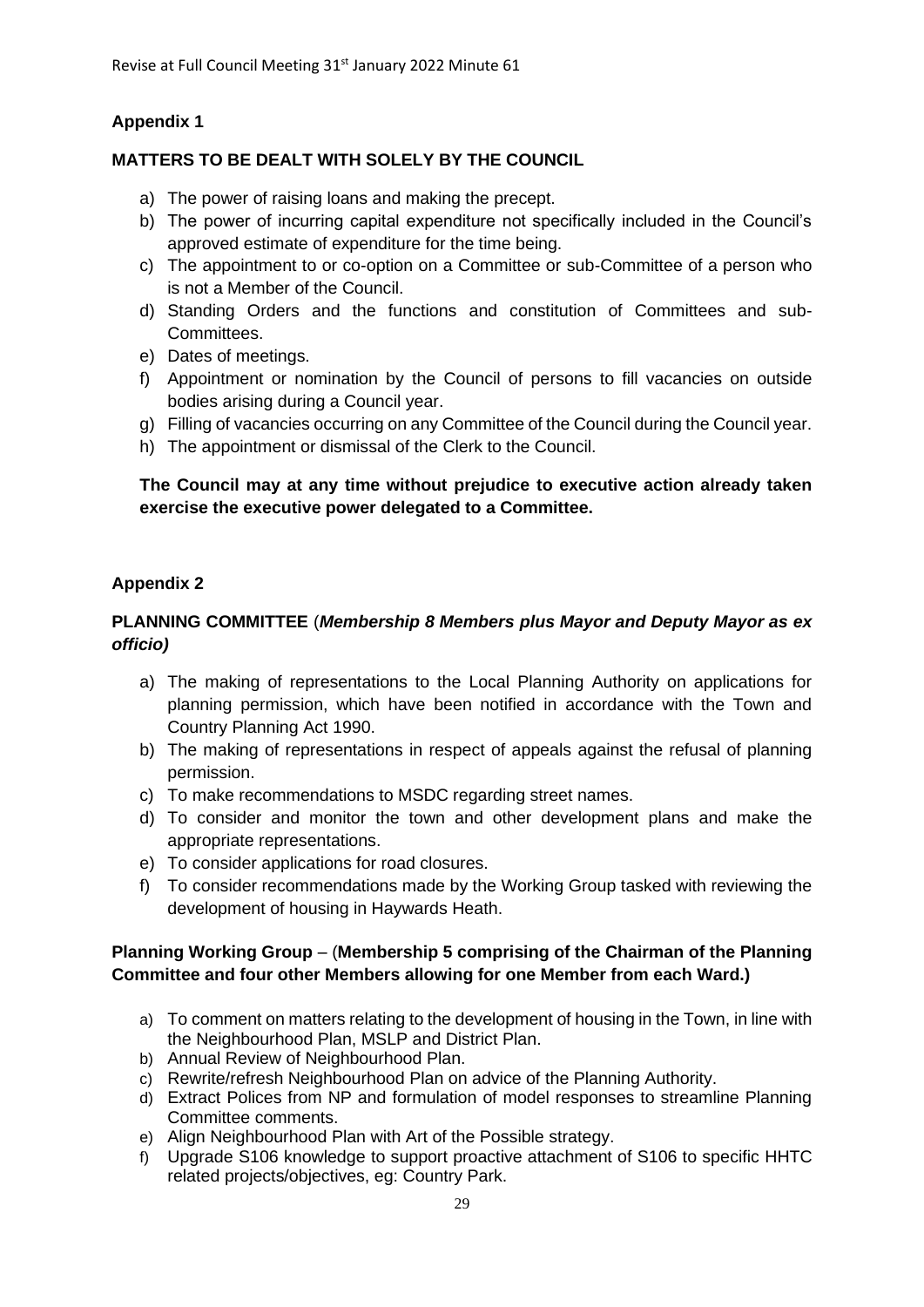Revise at Full Council Meeting 31st January 2022 Minute 61

**Appendix 1**

**MATTERS TO BE DEALT WITH SOLELY BY THE COUNCIL**

a) The power of raising loans and making the precept.
b) The power of incurring capital expenditure not specifically included in the Council's approved estimate of expenditure for the time being.
c) The appointment to or co-option on a Committee or sub-Committee of a person who is not a Member of the Council.
d) Standing Orders and the functions and constitution of Committees and sub-Committees.
e) Dates of meetings.
f) Appointment or nomination by the Council of persons to fill vacancies on outside bodies arising during a Council year.
g) Filling of vacancies occurring on any Committee of the Council during the Council year.
h) The appointment or dismissal of the Clerk to the Council.

**The Council may at any time without prejudice to executive action already taken exercise the executive power delegated to a Committee.**

**Appendix 2**

**PLANNING COMMITTEE** (***Membership 8 Members plus Mayor and Deputy Mayor as ex officio)***

a) The making of representations to the Local Planning Authority on applications for planning permission, which have been notified in accordance with the Town and Country Planning Act 1990.
b) The making of representations in respect of appeals against the refusal of planning permission.
c) To make recommendations to MSDC regarding street names.
d) To consider and monitor the town and other development plans and make the appropriate representations.
e) To consider applications for road closures.
f) To consider recommendations made by the Working Group tasked with reviewing the development of housing in Haywards Heath.

**Planning Working Group** – (**Membership 5 comprising of the Chairman of the Planning Committee and four other Members allowing for one Member from each Ward.)**

a) To comment on matters relating to the development of housing in the Town, in line with the Neighbourhood Plan, MSLP and District Plan.
b) Annual Review of Neighbourhood Plan.
c) Rewrite/refresh Neighbourhood Plan on advice of the Planning Authority.
d) Extract Polices from NP and formulation of model responses to streamline Planning Committee comments.
e) Align Neighbourhood Plan with Art of the Possible strategy.
f) Upgrade S106 knowledge to support proactive attachment of S106 to specific HHTC related projects/objectives, eg: Country Park.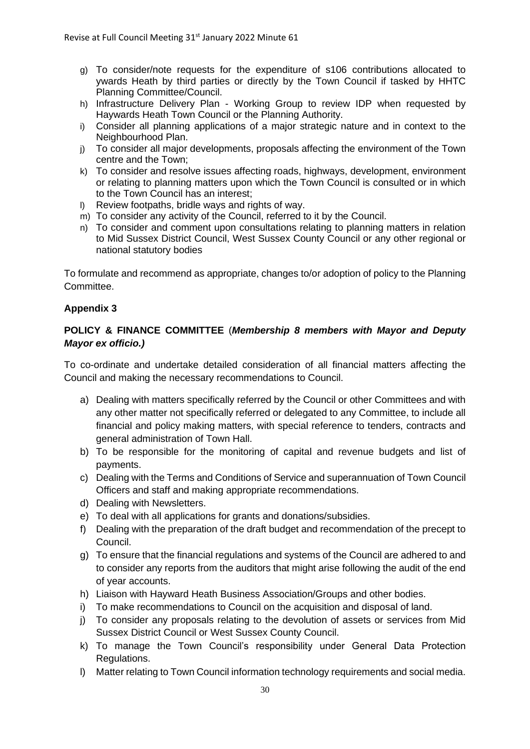g) To consider/note requests for the expenditure of s106 contributions allocated to ywards Heath by third parties or directly by the Town Council if tasked by HHTC Planning Committee/Council.
h) Infrastructure Delivery Plan - Working Group to review IDP when requested by Haywards Heath Town Council or the Planning Authority.
i) Consider all planning applications of a major strategic nature and in context to the Neighbourhood Plan.
j) To consider all major developments, proposals affecting the environment of the Town centre and the Town;
k) To consider and resolve issues affecting roads, highways, development, environment or relating to planning matters upon which the Town Council is consulted or in which to the Town Council has an interest;
l) Review footpaths, bridle ways and rights of way.
m) To consider any activity of the Council, referred to it by the Council.
n) To consider and comment upon consultations relating to planning matters in relation to Mid Sussex District Council, West Sussex County Council or any other regional or national statutory bodies

To formulate and recommend as appropriate, changes to/or adoption of policy to the Planning Committee.

**Appendix 3**

**POLICY & FINANCE COMMITTEE** (***Membership 8 members with Mayor and Deputy Mayor ex officio.)***

To co-ordinate and undertake detailed consideration of all financial matters affecting the Council and making the necessary recommendations to Council.

a) Dealing with matters specifically referred by the Council or other Committees and with any other matter not specifically referred or delegated to any Committee, to include all financial and policy making matters, with special reference to tenders, contracts and general administration of Town Hall.
b) To be responsible for the monitoring of capital and revenue budgets and list of payments.
c) Dealing with the Terms and Conditions of Service and superannuation of Town Council Officers and staff and making appropriate recommendations.
d) Dealing with Newsletters.
e) To deal with all applications for grants and donations/subsidies.
f) Dealing with the preparation of the draft budget and recommendation of the precept to Council.
g) To ensure that the financial regulations and systems of the Council are adhered to and to consider any reports from the auditors that might arise following the audit of the end of year accounts.
h) Liaison with Hayward Heath Business Association/Groups and other bodies.
i) To make recommendations to Council on the acquisition and disposal of land.
j) To consider any proposals relating to the devolution of assets or services from Mid Sussex District Council or West Sussex County Council.
k) To manage the Town Council's responsibility under General Data Protection Regulations.
l) Matter relating to Town Council information technology requirements and social media.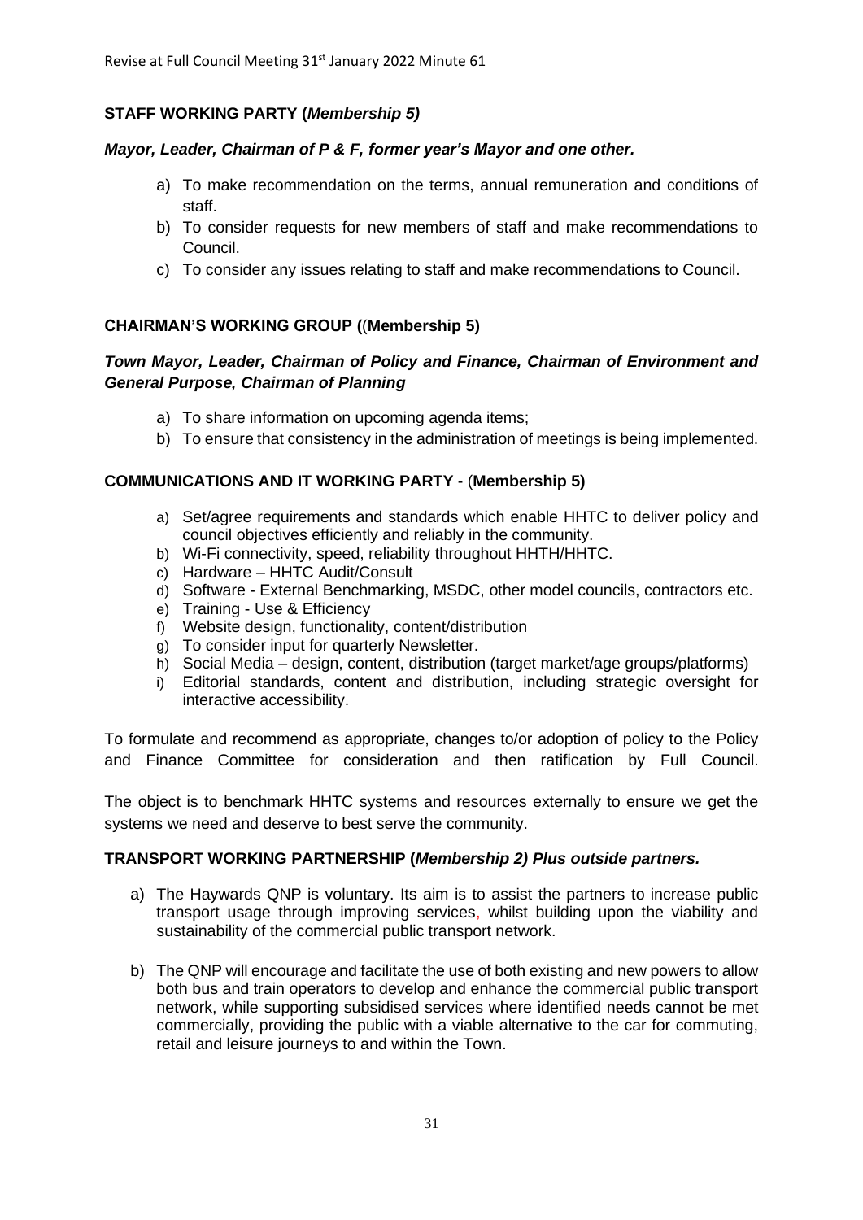Revise at Full Council Meeting 31st January 2022 Minute 61

**STAFF WORKING PARTY (*Membership 5)***

***Mayor, Leader, Chairman of P & F, former year's Mayor and one other.***

a) To make recommendation on the terms, annual remuneration and conditions of staff.
b) To consider requests for new members of staff and make recommendations to Council.
c) To consider any issues relating to staff and make recommendations to Council.

**CHAIRMAN'S WORKING GROUP ((Membership 5)**

***Town Mayor, Leader, Chairman of Policy and Finance, Chairman of Environment and General Purpose, Chairman of Planning***

a) To share information on upcoming agenda items;
b) To ensure that consistency in the administration of meetings is being implemented.

**COMMUNICATIONS AND IT WORKING PARTY** - (**Membership 5)**

a) Set/agree requirements and standards which enable HHTC to deliver policy and council objectives efficiently and reliably in the community.
b) Wi-Fi connectivity, speed, reliability throughout HHTH/HHTC.
c) Hardware – HHTC Audit/Consult
d) Software - External Benchmarking, MSDC, other model councils, contractors etc.
e) Training - Use & Efficiency
f) Website design, functionality, content/distribution
g) To consider input for quarterly Newsletter.
h) Social Media – design, content, distribution (target market/age groups/platforms)
i) Editorial standards, content and distribution, including strategic oversight for interactive accessibility.

To formulate and recommend as appropriate, changes to/or adoption of policy to the Policy and Finance Committee for consideration and then ratification by Full Council.

The object is to benchmark HHTC systems and resources externally to ensure we get the systems we need and deserve to best serve the community.

**TRANSPORT WORKING PARTNERSHIP (*Membership 2) Plus outside partners.***

a) The Haywards QNP is voluntary. Its aim is to assist the partners to increase public transport usage through improving services, whilst building upon the viability and sustainability of the commercial public transport network.

b) The QNP will encourage and facilitate the use of both existing and new powers to allow both bus and train operators to develop and enhance the commercial public transport network, while supporting subsidised services where identified needs cannot be met commercially, providing the public with a viable alternative to the car for commuting, retail and leisure journeys to and within the Town.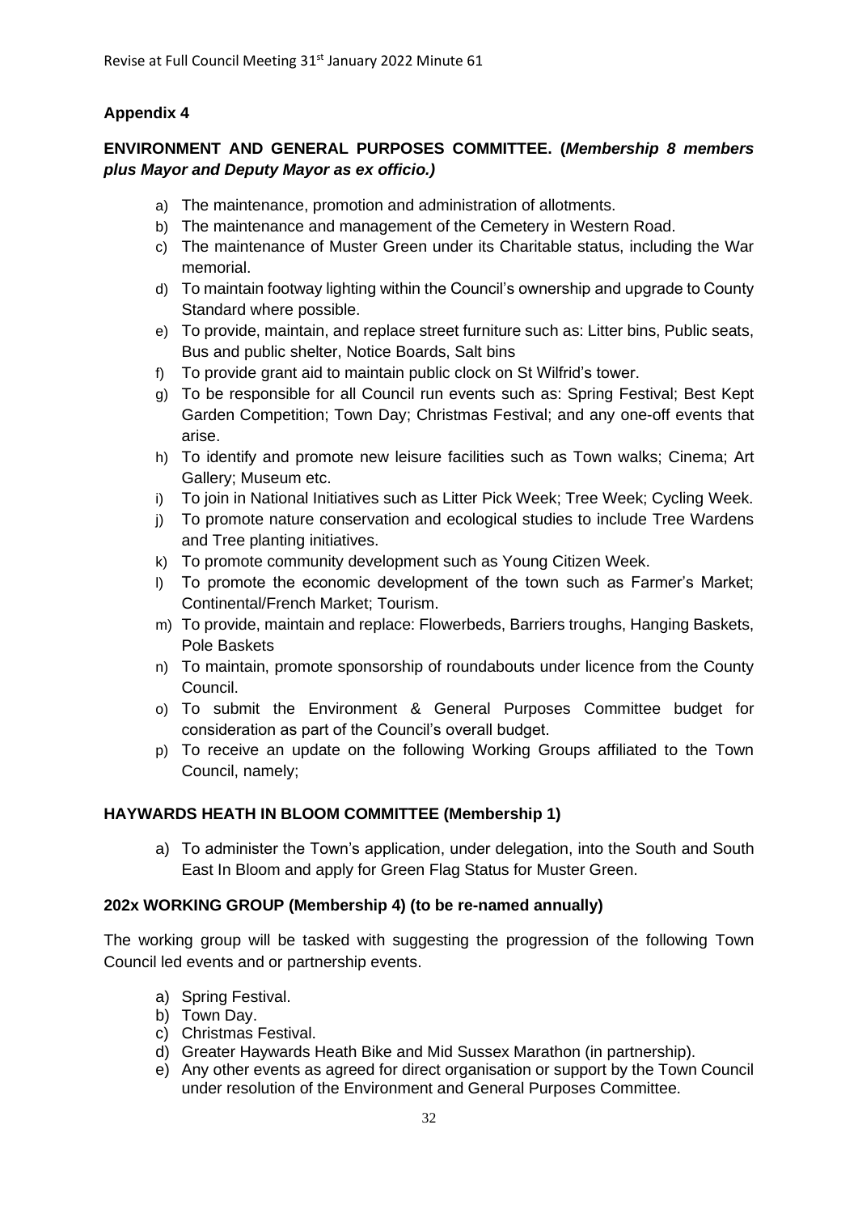Revise at Full Council Meeting 31st January 2022 Minute 61

**Appendix 4**

**ENVIRONMENT AND GENERAL PURPOSES COMMITTEE. (*Membership 8 members plus Mayor and Deputy Mayor as ex officio.)***

a) The maintenance, promotion and administration of allotments.
b) The maintenance and management of the Cemetery in Western Road.
c) The maintenance of Muster Green under its Charitable status, including the War memorial.
d) To maintain footway lighting within the Council's ownership and upgrade to County Standard where possible.
e) To provide, maintain, and replace street furniture such as: Litter bins, Public seats, Bus and public shelter, Notice Boards, Salt bins
f) To provide grant aid to maintain public clock on St Wilfrid's tower.
g) To be responsible for all Council run events such as: Spring Festival; Best Kept Garden Competition; Town Day; Christmas Festival; and any one-off events that arise.
h) To identify and promote new leisure facilities such as Town walks; Cinema; Art Gallery; Museum etc.
i) To join in National Initiatives such as Litter Pick Week; Tree Week; Cycling Week.
j) To promote nature conservation and ecological studies to include Tree Wardens and Tree planting initiatives.
k) To promote community development such as Young Citizen Week.
l) To promote the economic development of the town such as Farmer's Market; Continental/French Market; Tourism.
m) To provide, maintain and replace: Flowerbeds, Barriers troughs, Hanging Baskets, Pole Baskets
n) To maintain, promote sponsorship of roundabouts under licence from the County Council.
o) To submit the Environment & General Purposes Committee budget for consideration as part of the Council's overall budget.
p) To receive an update on the following Working Groups affiliated to the Town Council, namely;

**HAYWARDS HEATH IN BLOOM COMMITTEE (Membership 1)**

a) To administer the Town's application, under delegation, into the South and South East In Bloom and apply for Green Flag Status for Muster Green.

**202x WORKING GROUP (Membership 4) (to be re-named annually)**

The working group will be tasked with suggesting the progression of the following Town Council led events and or partnership events.

a) Spring Festival.
b) Town Day.
c) Christmas Festival.
d) Greater Haywards Heath Bike and Mid Sussex Marathon (in partnership).
e) Any other events as agreed for direct organisation or support by the Town Council under resolution of the Environment and General Purposes Committee.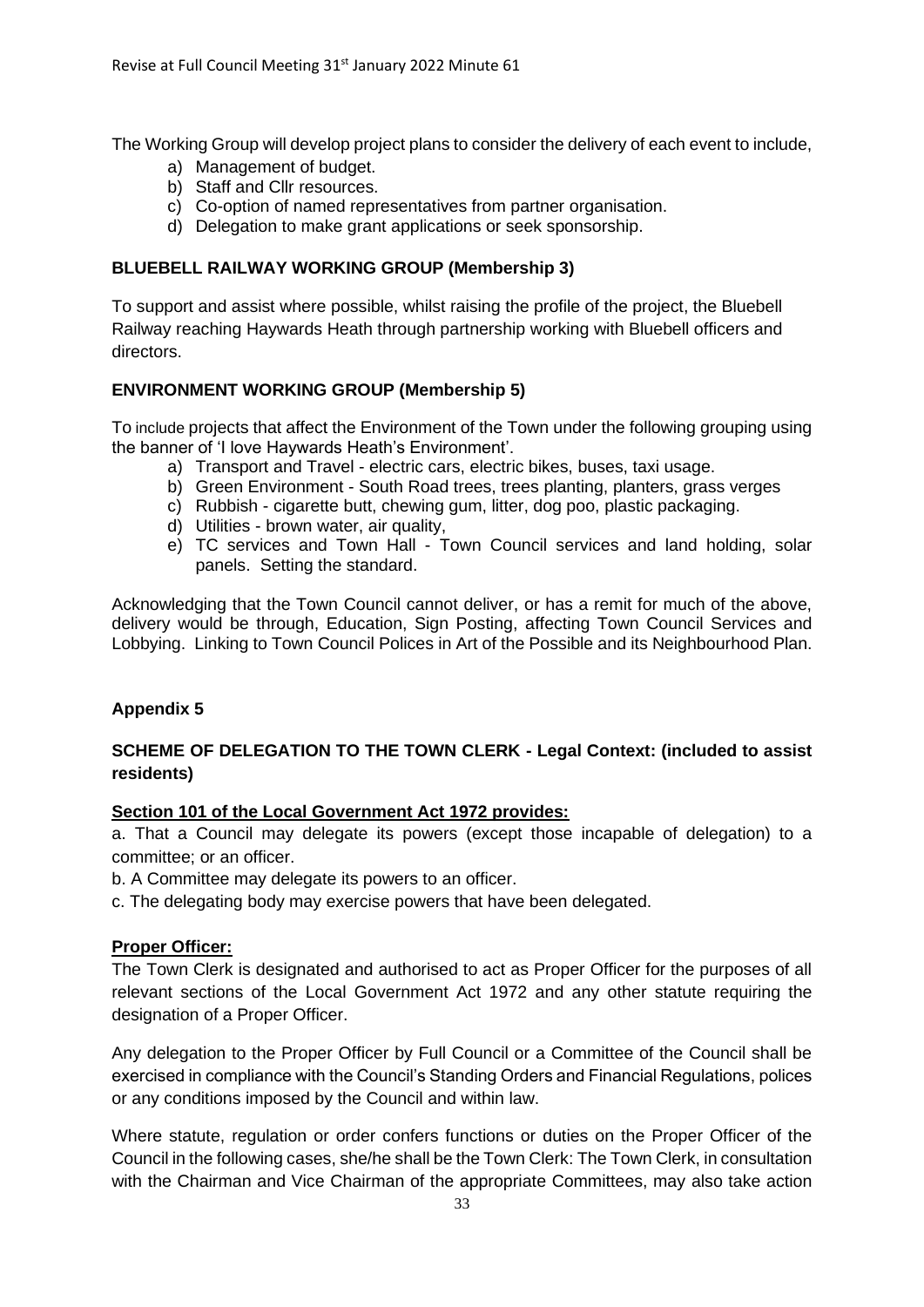The Working Group will develop project plans to consider the delivery of each event to include,

a) Management of budget.
b) Staff and Cllr resources.
c) Co-option of named representatives from partner organisation.
d) Delegation to make grant applications or seek sponsorship.

**BLUEBELL RAILWAY WORKING GROUP (Membership 3)**

To support and assist where possible, whilst raising the profile of the project, the Bluebell Railway reaching Haywards Heath through partnership working with Bluebell officers and directors.

**ENVIRONMENT WORKING GROUP (Membership 5)**

To include projects that affect the Environment of the Town under the following grouping using the banner of 'I love Haywards Heath's Environment'.

a) Transport and Travel - electric cars, electric bikes, buses, taxi usage.
b) Green Environment - South Road trees, trees planting, planters, grass verges
c) Rubbish - cigarette butt, chewing gum, litter, dog poo, plastic packaging.
d) Utilities - brown water, air quality,
e) TC services and Town Hall - Town Council services and land holding, solar panels. Setting the standard.

Acknowledging that the Town Council cannot deliver, or has a remit for much of the above, delivery would be through, Education, Sign Posting, affecting Town Council Services and Lobbying. Linking to Town Council Polices in Art of the Possible and its Neighbourhood Plan.

**Appendix 5**

**SCHEME OF DELEGATION TO THE TOWN CLERK - Legal Context: (included to assist residents)**

**Section 101 of the Local Government Act 1972 provides:**

a. That a Council may delegate its powers (except those incapable of delegation) to a committee; or an officer.

b. A Committee may delegate its powers to an officer.

c. The delegating body may exercise powers that have been delegated.

**Proper Officer:**

The Town Clerk is designated and authorised to act as Proper Officer for the purposes of all relevant sections of the Local Government Act 1972 and any other statute requiring the designation of a Proper Officer.

Any delegation to the Proper Officer by Full Council or a Committee of the Council shall be exercised in compliance with the Council's Standing Orders and Financial Regulations, polices or any conditions imposed by the Council and within law.

Where statute, regulation or order confers functions or duties on the Proper Officer of the Council in the following cases, she/he shall be the Town Clerk: The Town Clerk, in consultation with the Chairman and Vice Chairman of the appropriate Committees, may also take action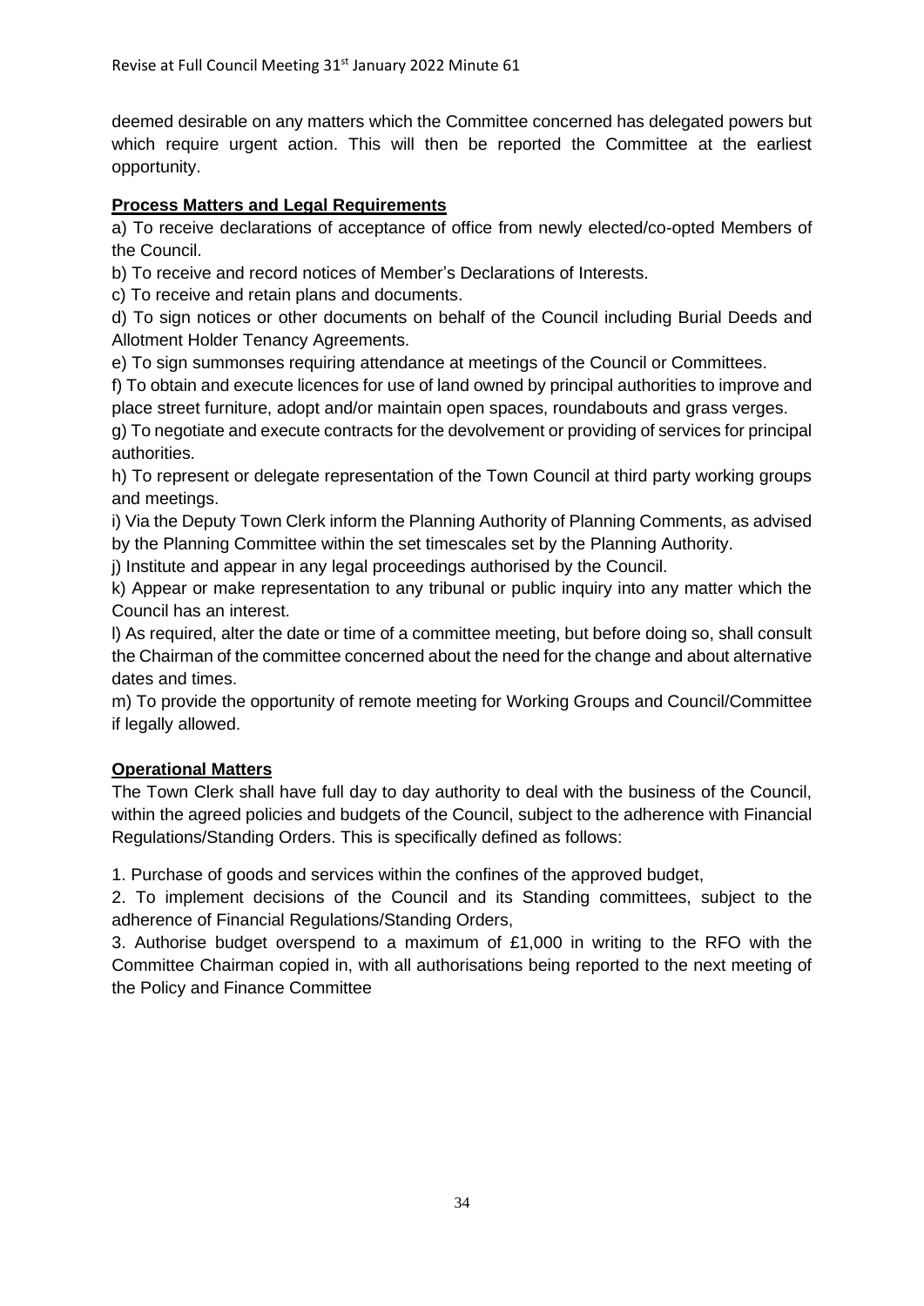deemed desirable on any matters which the Committee concerned has delegated powers but which require urgent action. This will then be reported the Committee at the earliest opportunity.

**Process Matters and Legal Requirements**

a) To receive declarations of acceptance of office from newly elected/co-opted Members of the Council.

b) To receive and record notices of Member's Declarations of Interests.

c) To receive and retain plans and documents.

d) To sign notices or other documents on behalf of the Council including Burial Deeds and Allotment Holder Tenancy Agreements.

e) To sign summonses requiring attendance at meetings of the Council or Committees.

f) To obtain and execute licences for use of land owned by principal authorities to improve and place street furniture, adopt and/or maintain open spaces, roundabouts and grass verges.

g) To negotiate and execute contracts for the devolvement or providing of services for principal authorities.

h) To represent or delegate representation of the Town Council at third party working groups and meetings.

i) Via the Deputy Town Clerk inform the Planning Authority of Planning Comments, as advised by the Planning Committee within the set timescales set by the Planning Authority.

j) Institute and appear in any legal proceedings authorised by the Council.

k) Appear or make representation to any tribunal or public inquiry into any matter which the Council has an interest.

l) As required, alter the date or time of a committee meeting, but before doing so, shall consult the Chairman of the committee concerned about the need for the change and about alternative dates and times.

m) To provide the opportunity of remote meeting for Working Groups and Council/Committee if legally allowed.

**Operational Matters**

The Town Clerk shall have full day to day authority to deal with the business of the Council, within the agreed policies and budgets of the Council, subject to the adherence with Financial Regulations/Standing Orders. This is specifically defined as follows:

1. Purchase of goods and services within the confines of the approved budget,
2. To implement decisions of the Council and its Standing committees, subject to the adherence of Financial Regulations/Standing Orders,
3. Authorise budget overspend to a maximum of £1,000 in writing to the RFO with the Committee Chairman copied in, with all authorisations being reported to the next meeting of the Policy and Finance Committee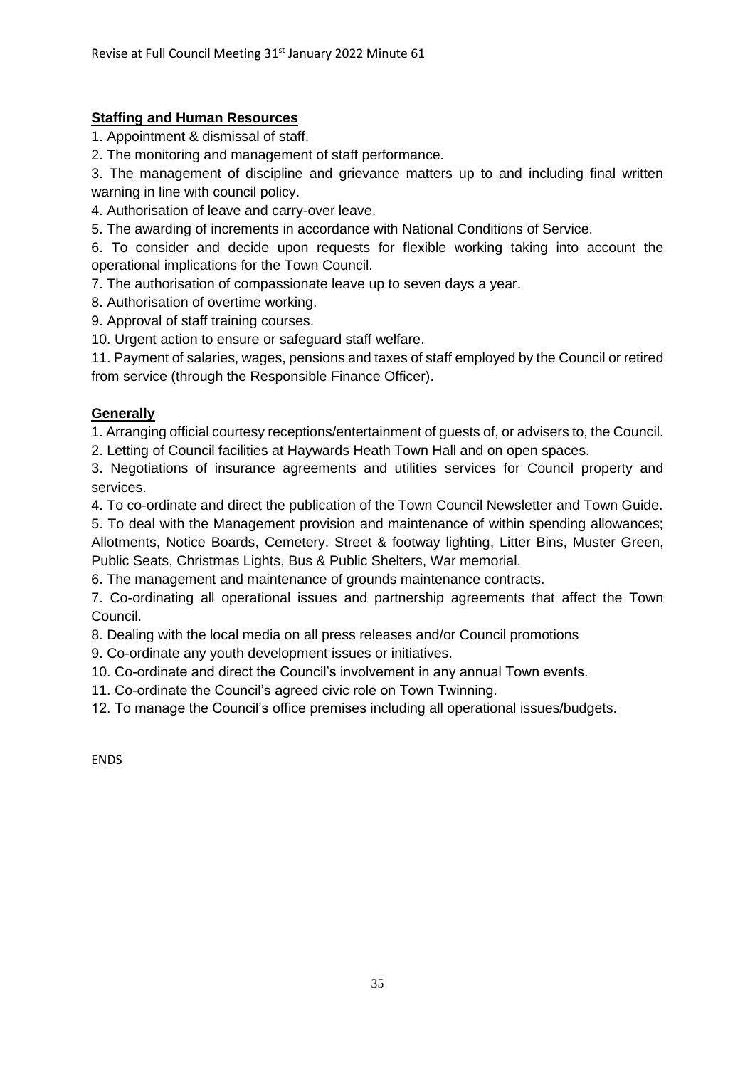Revise at Full Council Meeting 31st January 2022 Minute 61

**Staffing and Human Resources**

1. Appointment & dismissal of staff.
2. The monitoring and management of staff performance.
3. The management of discipline and grievance matters up to and including final written warning in line with council policy.
4. Authorisation of leave and carry-over leave.
5. The awarding of increments in accordance with National Conditions of Service.
6. To consider and decide upon requests for flexible working taking into account the operational implications for the Town Council.
7. The authorisation of compassionate leave up to seven days a year.
8. Authorisation of overtime working.
9. Approval of staff training courses.
10. Urgent action to ensure or safeguard staff welfare.
11. Payment of salaries, wages, pensions and taxes of staff employed by the Council or retired from service (through the Responsible Finance Officer).

**Generally**

1. Arranging official courtesy receptions/entertainment of guests of, or advisers to, the Council.
2. Letting of Council facilities at Haywards Heath Town Hall and on open spaces.
3. Negotiations of insurance agreements and utilities services for Council property and services.
4. To co-ordinate and direct the publication of the Town Council Newsletter and Town Guide.
5. To deal with the Management provision and maintenance of within spending allowances; Allotments, Notice Boards, Cemetery. Street & footway lighting, Litter Bins, Muster Green, Public Seats, Christmas Lights, Bus & Public Shelters, War memorial.
6. The management and maintenance of grounds maintenance contracts.
7. Co-ordinating all operational issues and partnership agreements that affect the Town Council.
8. Dealing with the local media on all press releases and/or Council promotions
9. Co-ordinate any youth development issues or initiatives.
10. Co-ordinate and direct the Council's involvement in any annual Town events.
11. Co-ordinate the Council's agreed civic role on Town Twinning.
12. To manage the Council's office premises including all operational issues/budgets.

ENDS